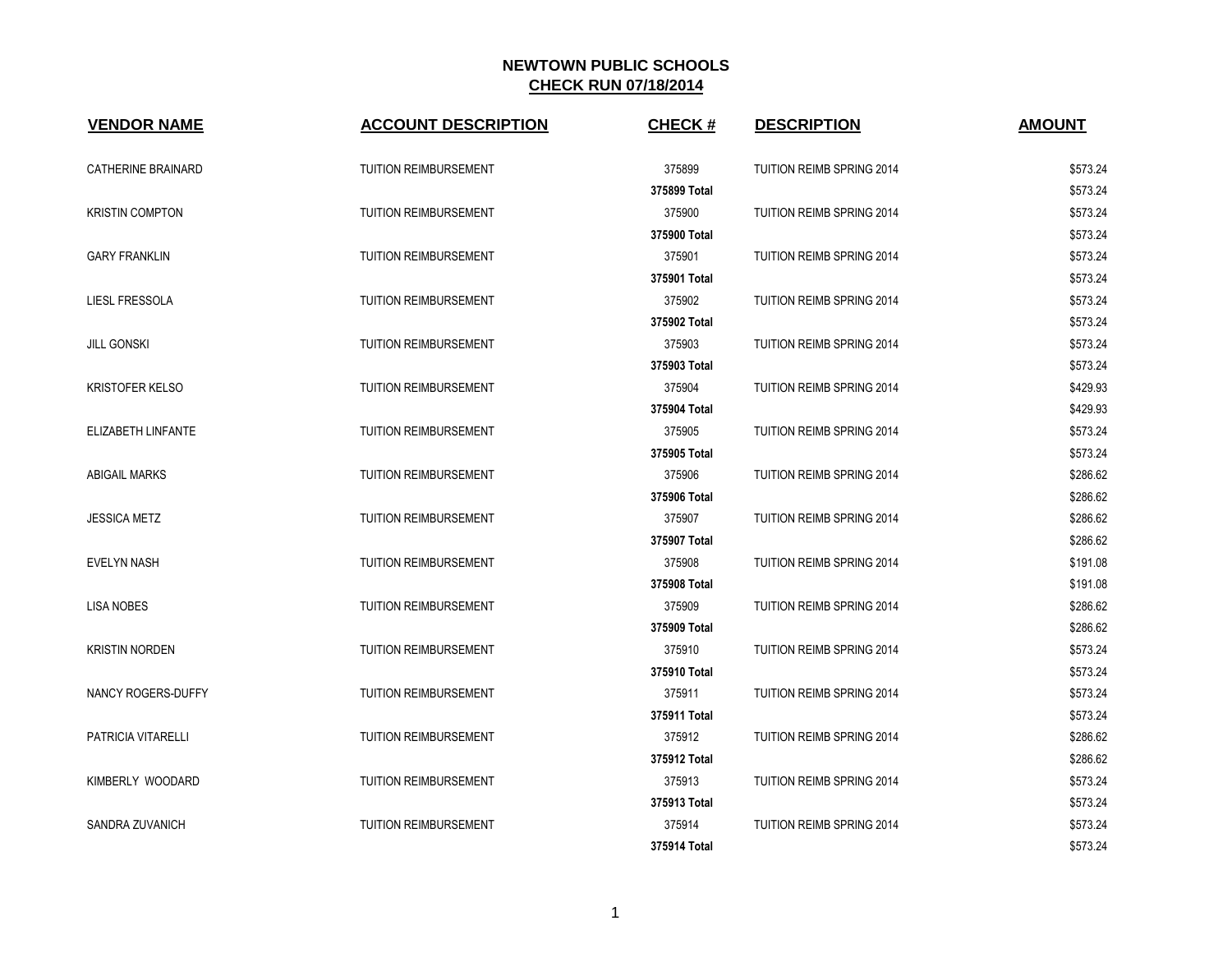# NEWTOWN PUBLIC SCHOOLS
## CHECK RUN 07/18/2014

| VENDOR NAME | ACCOUNT DESCRIPTION | CHECK # | DESCRIPTION | AMOUNT |
|---|---|---|---|---|
| CATHERINE BRAINARD | TUITION REIMBURSEMENT | 375899 | TUITION REIMB SPRING 2014 | $573.24 |
| | | **375899 Total** | | $573.24 |
| KRISTIN COMPTON | TUITION REIMBURSEMENT | 375900 | TUITION REIMB SPRING 2014 | $573.24 |
| | | **375900 Total** | | $573.24 |
| GARY FRANKLIN | TUITION REIMBURSEMENT | 375901 | TUITION REIMB SPRING 2014 | $573.24 |
| | | **375901 Total** | | $573.24 |
| LIESL FRESSOLA | TUITION REIMBURSEMENT | 375902 | TUITION REIMB SPRING 2014 | $573.24 |
| | | **375902 Total** | | $573.24 |
| JILL GONSKI | TUITION REIMBURSEMENT | 375903 | TUITION REIMB SPRING 2014 | $573.24 |
| | | **375903 Total** | | $573.24 |
| KRISTOFER KELSO | TUITION REIMBURSEMENT | 375904 | TUITION REIMB SPRING 2014 | $429.93 |
| | | **375904 Total** | | $429.93 |
| ELIZABETH LINFANTE | TUITION REIMBURSEMENT | 375905 | TUITION REIMB SPRING 2014 | $573.24 |
| | | **375905 Total** | | $573.24 |
| ABIGAIL MARKS | TUITION REIMBURSEMENT | 375906 | TUITION REIMB SPRING 2014 | $286.62 |
| | | **375906 Total** | | $286.62 |
| JESSICA METZ | TUITION REIMBURSEMENT | 375907 | TUITION REIMB SPRING 2014 | $286.62 |
| | | **375907 Total** | | $286.62 |
| EVELYN NASH | TUITION REIMBURSEMENT | 375908 | TUITION REIMB SPRING 2014 | $191.08 |
| | | **375908 Total** | | $191.08 |
| LISA NOBES | TUITION REIMBURSEMENT | 375909 | TUITION REIMB SPRING 2014 | $286.62 |
| | | **375909 Total** | | $286.62 |
| KRISTIN NORDEN | TUITION REIMBURSEMENT | 375910 | TUITION REIMB SPRING 2014 | $573.24 |
| | | **375910 Total** | | $573.24 |
| NANCY ROGERS-DUFFY | TUITION REIMBURSEMENT | 375911 | TUITION REIMB SPRING 2014 | $573.24 |
| | | **375911 Total** | | $573.24 |
| PATRICIA VITARELLI | TUITION REIMBURSEMENT | 375912 | TUITION REIMB SPRING 2014 | $286.62 |
| | | **375912 Total** | | $286.62 |
| KIMBERLY WOODARD | TUITION REIMBURSEMENT | 375913 | TUITION REIMB SPRING 2014 | $573.24 |
| | | **375913 Total** | | $573.24 |
| SANDRA ZUVANICH | TUITION REIMBURSEMENT | 375914 | TUITION REIMB SPRING 2014 | $573.24 |
| | | **375914 Total** | | $573.24 |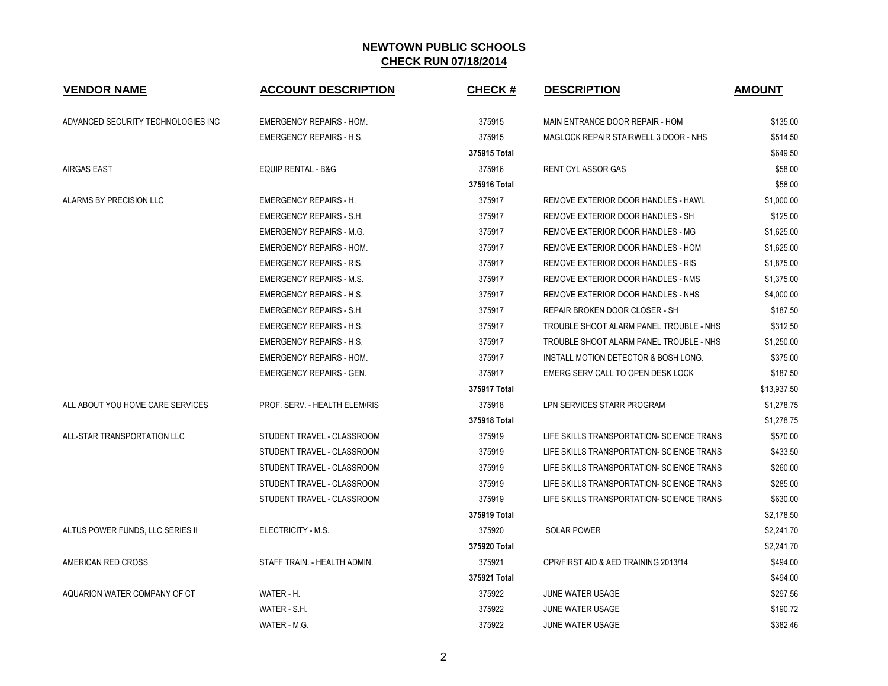## NEWTOWN PUBLIC SCHOOLS
## CHECK RUN 07/18/2014

| VENDOR NAME | ACCOUNT DESCRIPTION | CHECK # | DESCRIPTION | AMOUNT |
|---|---|---|---|---|
| ADVANCED SECURITY TECHNOLOGIES INC | EMERGENCY REPAIRS - HOM. | 375915 | MAIN ENTRANCE DOOR REPAIR - HOM | $135.00 |
| | EMERGENCY REPAIRS - H.S. | 375915 | MAGLOCK REPAIR STAIRWELL 3 DOOR - NHS | $514.50 |
| | | **375915 Total** | | $649.50 |
| AIRGAS EAST | EQUIP RENTAL - B&G | 375916 | RENT CYL ASSOR GAS | $58.00 |
| | | **375916 Total** | | $58.00 |
| ALARMS BY PRECISION LLC | EMERGENCY REPAIRS - H. | 375917 | REMOVE EXTERIOR DOOR HANDLES - HAWL | $1,000.00 |
| | EMERGENCY REPAIRS - S.H. | 375917 | REMOVE EXTERIOR DOOR HANDLES - SH | $125.00 |
| | EMERGENCY REPAIRS - M.G. | 375917 | REMOVE EXTERIOR DOOR HANDLES - MG | $1,625.00 |
| | EMERGENCY REPAIRS - HOM. | 375917 | REMOVE EXTERIOR DOOR HANDLES - HOM | $1,625.00 |
| | EMERGENCY REPAIRS - RIS. | 375917 | REMOVE EXTERIOR DOOR HANDLES - RIS | $1,875.00 |
| | EMERGENCY REPAIRS - M.S. | 375917 | REMOVE EXTERIOR DOOR HANDLES - NMS | $1,375.00 |
| | EMERGENCY REPAIRS - H.S. | 375917 | REMOVE EXTERIOR DOOR HANDLES - NHS | $4,000.00 |
| | EMERGENCY REPAIRS - S.H. | 375917 | REPAIR BROKEN DOOR CLOSER - SH | $187.50 |
| | EMERGENCY REPAIRS - H.S. | 375917 | TROUBLE SHOOT ALARM PANEL TROUBLE - NHS | $312.50 |
| | EMERGENCY REPAIRS - H.S. | 375917 | TROUBLE SHOOT ALARM PANEL TROUBLE - NHS | $1,250.00 |
| | EMERGENCY REPAIRS - HOM. | 375917 | INSTALL MOTION DETECTOR & BOSH LONG. | $375.00 |
| | EMERGENCY REPAIRS - GEN. | 375917 | EMERG SERV CALL TO OPEN DESK LOCK | $187.50 |
| | | **375917 Total** | | $13,937.50 |
| ALL ABOUT YOU HOME CARE SERVICES | PROF. SERV. - HEALTH ELEM/RIS | 375918 | LPN SERVICES STARR PROGRAM | $1,278.75 |
| | | **375918 Total** | | $1,278.75 |
| ALL-STAR TRANSPORTATION LLC | STUDENT TRAVEL - CLASSROOM | 375919 | LIFE SKILLS TRANSPORTATION- SCIENCE TRANS | $570.00 |
| | STUDENT TRAVEL - CLASSROOM | 375919 | LIFE SKILLS TRANSPORTATION- SCIENCE TRANS | $433.50 |
| | STUDENT TRAVEL - CLASSROOM | 375919 | LIFE SKILLS TRANSPORTATION- SCIENCE TRANS | $260.00 |
| | STUDENT TRAVEL - CLASSROOM | 375919 | LIFE SKILLS TRANSPORTATION- SCIENCE TRANS | $285.00 |
| | STUDENT TRAVEL - CLASSROOM | 375919 | LIFE SKILLS TRANSPORTATION- SCIENCE TRANS | $630.00 |
| | | **375919 Total** | | $2,178.50 |
| ALTUS POWER FUNDS, LLC SERIES II | ELECTRICITY - M.S. | 375920 | SOLAR POWER | $2,241.70 |
| | | **375920 Total** | | $2,241.70 |
| AMERICAN RED CROSS | STAFF TRAIN. - HEALTH ADMIN. | 375921 | CPR/FIRST AID & AED TRAINING 2013/14 | $494.00 |
| | | **375921 Total** | | $494.00 |
| AQUARION WATER COMPANY OF CT | WATER - H. | 375922 | JUNE WATER USAGE | $297.56 |
| | WATER - S.H. | 375922 | JUNE WATER USAGE | $190.72 |
| | WATER - M.G. | 375922 | JUNE WATER USAGE | $382.46 |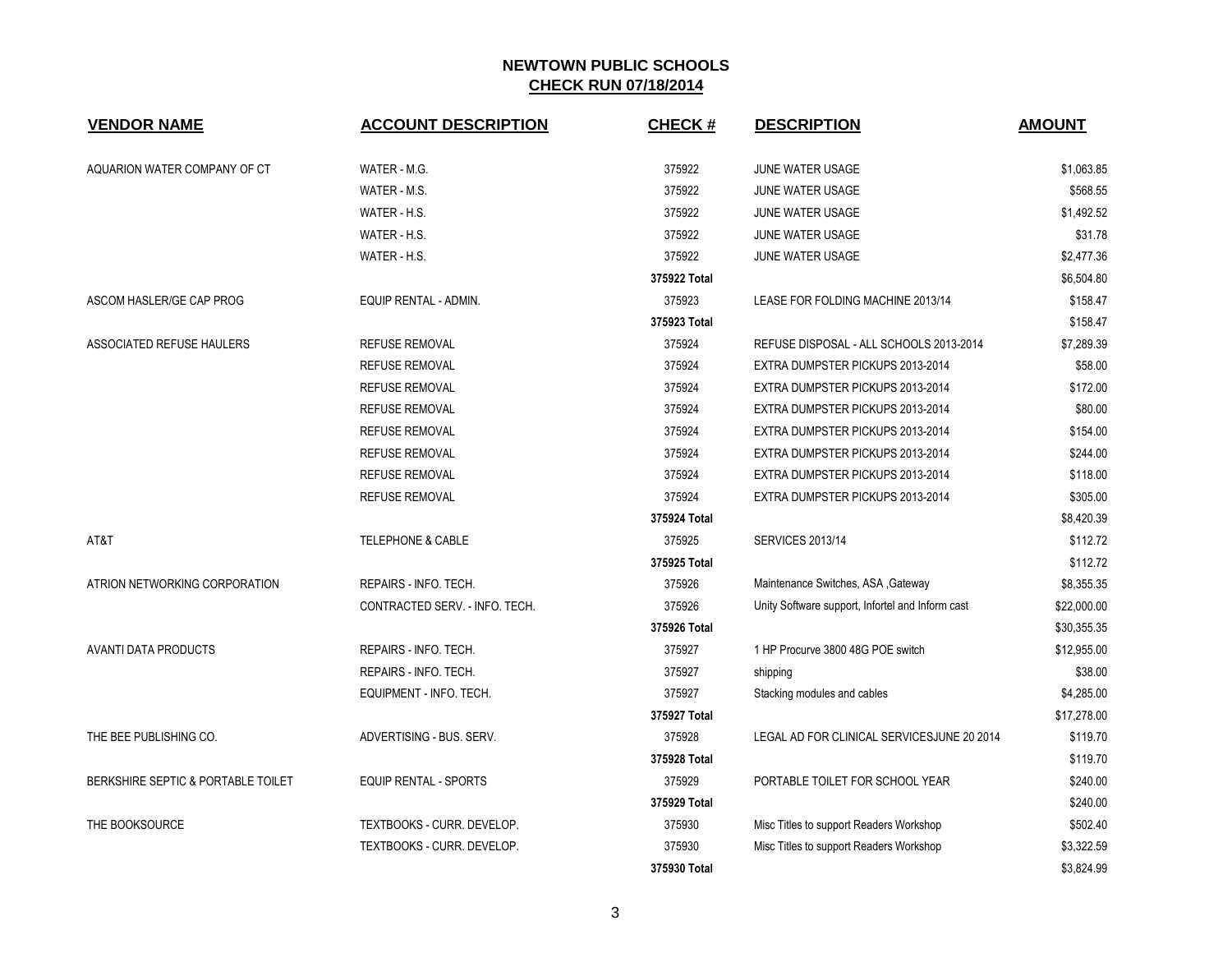## NEWTOWN PUBLIC SCHOOLS

**CHECK RUN 07/18/2014**

| VENDOR NAME | ACCOUNT DESCRIPTION | CHECK # | DESCRIPTION | AMOUNT |
|---|---|---|---|---|
| AQUARION WATER COMPANY OF CT | WATER - M.G. | 375922 | JUNE WATER USAGE | $1,063.85 |
| | WATER - M.S. | 375922 | JUNE WATER USAGE | $568.55 |
| | WATER - H.S. | 375922 | JUNE WATER USAGE | $1,492.52 |
| | WATER - H.S. | 375922 | JUNE WATER USAGE | $31.78 |
| | WATER - H.S. | 375922 | JUNE WATER USAGE | $2,477.36 |
| | | **375922 Total** | | $6,504.80 |
| ASCOM HASLER/GE CAP PROG | EQUIP RENTAL - ADMIN. | 375923 | LEASE FOR FOLDING MACHINE 2013/14 | $158.47 |
| | | **375923 Total** | | $158.47 |
| ASSOCIATED REFUSE HAULERS | REFUSE REMOVAL | 375924 | REFUSE DISPOSAL - ALL SCHOOLS 2013-2014 | $7,289.39 |
| | REFUSE REMOVAL | 375924 | EXTRA DUMPSTER PICKUPS 2013-2014 | $58.00 |
| | REFUSE REMOVAL | 375924 | EXTRA DUMPSTER PICKUPS 2013-2014 | $172.00 |
| | REFUSE REMOVAL | 375924 | EXTRA DUMPSTER PICKUPS 2013-2014 | $80.00 |
| | REFUSE REMOVAL | 375924 | EXTRA DUMPSTER PICKUPS 2013-2014 | $154.00 |
| | REFUSE REMOVAL | 375924 | EXTRA DUMPSTER PICKUPS 2013-2014 | $244.00 |
| | REFUSE REMOVAL | 375924 | EXTRA DUMPSTER PICKUPS 2013-2014 | $118.00 |
| | REFUSE REMOVAL | 375924 | EXTRA DUMPSTER PICKUPS 2013-2014 | $305.00 |
| | | **375924 Total** | | $8,420.39 |
| AT&T | TELEPHONE & CABLE | 375925 | SERVICES 2013/14 | $112.72 |
| | | **375925 Total** | | $112.72 |
| ATRION NETWORKING CORPORATION | REPAIRS - INFO. TECH. | 375926 | Maintenance Switches, ASA ,Gateway | $8,355.35 |
| | CONTRACTED SERV. - INFO. TECH. | 375926 | Unity Software support, Infortel and Inform cast | $22,000.00 |
| | | **375926 Total** | | $30,355.35 |
| AVANTI DATA PRODUCTS | REPAIRS - INFO. TECH. | 375927 | 1 HP Procurve 3800 48G POE switch | $12,955.00 |
| | REPAIRS - INFO. TECH. | 375927 | shipping | $38.00 |
| | EQUIPMENT - INFO. TECH. | 375927 | Stacking modules and cables | $4,285.00 |
| | | **375927 Total** | | $17,278.00 |
| THE BEE PUBLISHING CO. | ADVERTISING - BUS. SERV. | 375928 | LEGAL AD FOR CLINICAL SERVICESJUNE 20 2014 | $119.70 |
| | | **375928 Total** | | $119.70 |
| BERKSHIRE SEPTIC & PORTABLE TOILET | EQUIP RENTAL - SPORTS | 375929 | PORTABLE TOILET FOR SCHOOL YEAR | $240.00 |
| | | **375929 Total** | | $240.00 |
| THE BOOKSOURCE | TEXTBOOKS - CURR. DEVELOP. | 375930 | Misc Titles to support Readers Workshop | $502.40 |
| | TEXTBOOKS - CURR. DEVELOP. | 375930 | Misc Titles to support Readers Workshop | $3,322.59 |
| | | **375930 Total** | | $3,824.99 |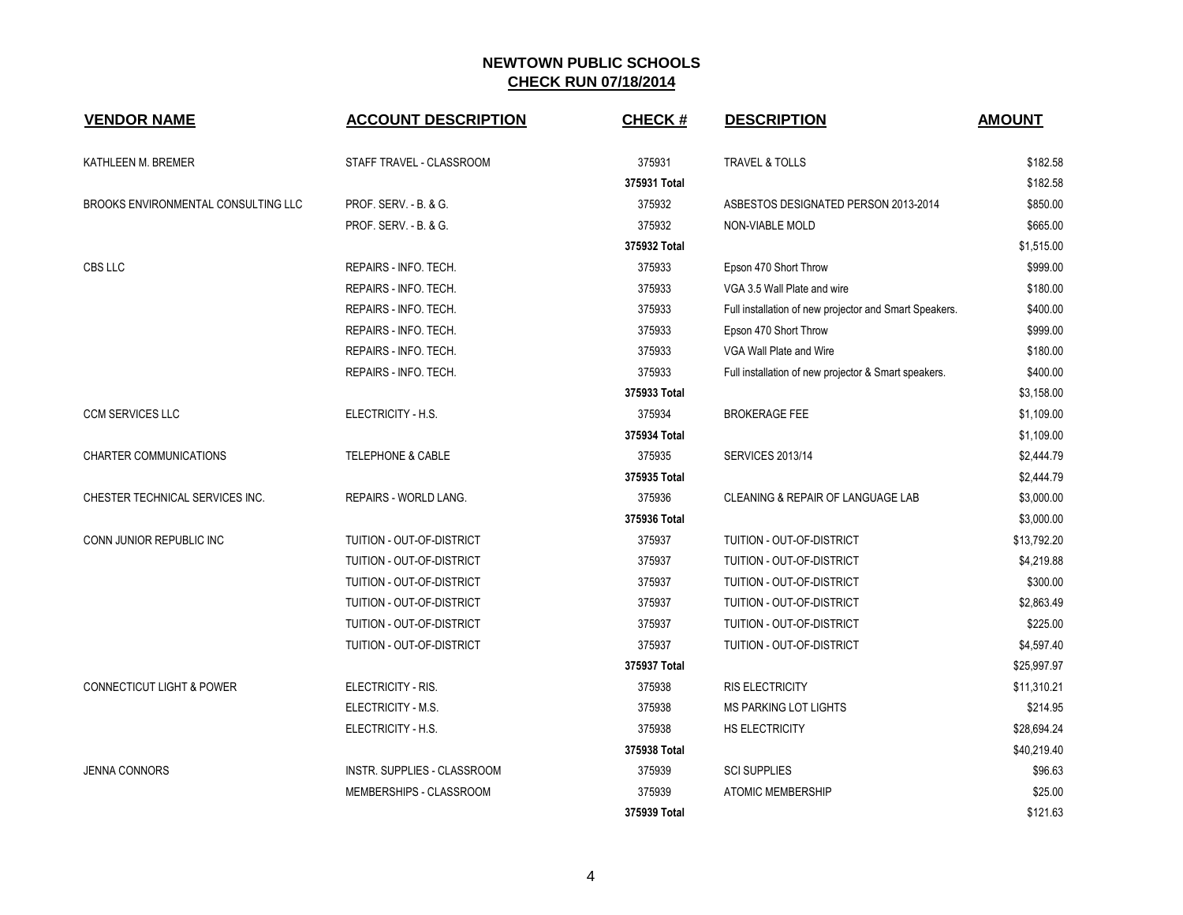# NEWTOWN PUBLIC SCHOOLS

## CHECK RUN 07/18/2014

| VENDOR NAME | ACCOUNT DESCRIPTION | CHECK # | DESCRIPTION | AMOUNT |
|---|---|---|---|---|
| KATHLEEN M. BREMER | STAFF TRAVEL - CLASSROOM | 375931 | TRAVEL & TOLLS | $182.58 |
| | | **375931 Total** | | $182.58 |
| BROOKS ENVIRONMENTAL CONSULTING LLC | PROF. SERV. - B. & G. | 375932 | ASBESTOS DESIGNATED PERSON 2013-2014 | $850.00 |
| | PROF. SERV. - B. & G. | 375932 | NON-VIABLE MOLD | $665.00 |
| | | **375932 Total** | | $1,515.00 |
| CBS LLC | REPAIRS - INFO. TECH. | 375933 | Epson 470 Short Throw | $999.00 |
| | REPAIRS - INFO. TECH. | 375933 | VGA 3.5 Wall Plate and wire | $180.00 |
| | REPAIRS - INFO. TECH. | 375933 | Full installation of new projector and Smart Speakers. | $400.00 |
| | REPAIRS - INFO. TECH. | 375933 | Epson 470 Short Throw | $999.00 |
| | REPAIRS - INFO. TECH. | 375933 | VGA Wall Plate and Wire | $180.00 |
| | REPAIRS - INFO. TECH. | 375933 | Full installation of new projector & Smart speakers. | $400.00 |
| | | **375933 Total** | | $3,158.00 |
| CCM SERVICES LLC | ELECTRICITY - H.S. | 375934 | BROKERAGE FEE | $1,109.00 |
| | | **375934 Total** | | $1,109.00 |
| CHARTER COMMUNICATIONS | TELEPHONE & CABLE | 375935 | SERVICES 2013/14 | $2,444.79 |
| | | **375935 Total** | | $2,444.79 |
| CHESTER TECHNICAL SERVICES INC. | REPAIRS - WORLD LANG. | 375936 | CLEANING & REPAIR OF LANGUAGE LAB | $3,000.00 |
| | | **375936 Total** | | $3,000.00 |
| CONN JUNIOR REPUBLIC INC | TUITION - OUT-OF-DISTRICT | 375937 | TUITION - OUT-OF-DISTRICT | $13,792.20 |
| | TUITION - OUT-OF-DISTRICT | 375937 | TUITION - OUT-OF-DISTRICT | $4,219.88 |
| | TUITION - OUT-OF-DISTRICT | 375937 | TUITION - OUT-OF-DISTRICT | $300.00 |
| | TUITION - OUT-OF-DISTRICT | 375937 | TUITION - OUT-OF-DISTRICT | $2,863.49 |
| | TUITION - OUT-OF-DISTRICT | 375937 | TUITION - OUT-OF-DISTRICT | $225.00 |
| | TUITION - OUT-OF-DISTRICT | 375937 | TUITION - OUT-OF-DISTRICT | $4,597.40 |
| | | **375937 Total** | | $25,997.97 |
| CONNECTICUT LIGHT & POWER | ELECTRICITY - RIS. | 375938 | RIS ELECTRICITY | $11,310.21 |
| | ELECTRICITY - M.S. | 375938 | MS PARKING LOT LIGHTS | $214.95 |
| | ELECTRICITY - H.S. | 375938 | HS ELECTRICITY | $28,694.24 |
| | | **375938 Total** | | $40,219.40 |
| JENNA CONNORS | INSTR. SUPPLIES - CLASSROOM | 375939 | SCI SUPPLIES | $96.63 |
| | MEMBERSHIPS - CLASSROOM | 375939 | ATOMIC MEMBERSHIP | $25.00 |
| | | **375939 Total** | | $121.63 |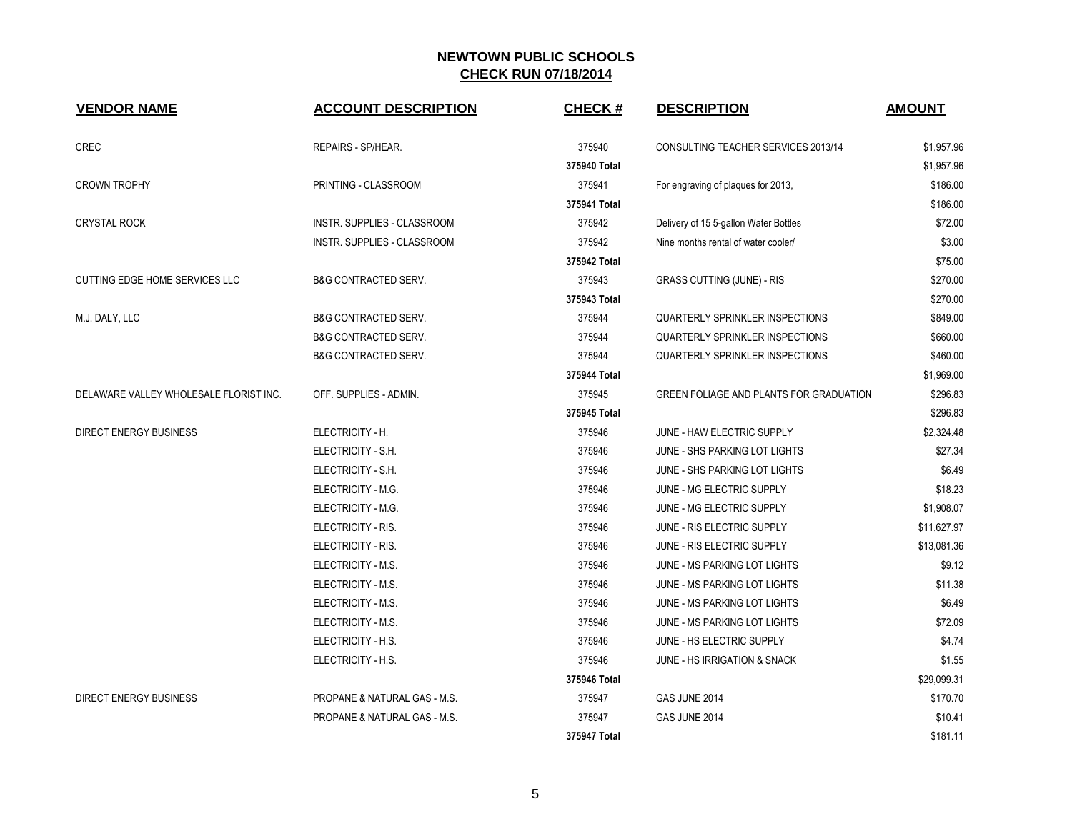# NEWTOWN PUBLIC SCHOOLS

## CHECK RUN 07/18/2014

| VENDOR NAME | ACCOUNT DESCRIPTION | CHECK # | DESCRIPTION | AMOUNT |
|---|---|---|---|---|
| CREC | REPAIRS - SP/HEAR. | 375940 | CONSULTING TEACHER SERVICES 2013/14 | $1,957.96 |
| | | **375940 Total** | | $1,957.96 |
| CROWN TROPHY | PRINTING - CLASSROOM | 375941 | For engraving of plaques for 2013, | $186.00 |
| | | **375941 Total** | | $186.00 |
| CRYSTAL ROCK | INSTR. SUPPLIES - CLASSROOM | 375942 | Delivery of 15 5-gallon Water Bottles | $72.00 |
| | INSTR. SUPPLIES - CLASSROOM | 375942 | Nine months rental of water cooler/ | $3.00 |
| | | **375942 Total** | | $75.00 |
| CUTTING EDGE HOME SERVICES LLC | B&G CONTRACTED SERV. | 375943 | GRASS CUTTING (JUNE) - RIS | $270.00 |
| | | **375943 Total** | | $270.00 |
| M.J. DALY, LLC | B&G CONTRACTED SERV. | 375944 | QUARTERLY SPRINKLER INSPECTIONS | $849.00 |
| | B&G CONTRACTED SERV. | 375944 | QUARTERLY SPRINKLER INSPECTIONS | $660.00 |
| | B&G CONTRACTED SERV. | 375944 | QUARTERLY SPRINKLER INSPECTIONS | $460.00 |
| | | **375944 Total** | | $1,969.00 |
| DELAWARE VALLEY WHOLESALE FLORIST INC. | OFF. SUPPLIES - ADMIN. | 375945 | GREEN FOLIAGE AND PLANTS FOR GRADUATION | $296.83 |
| | | **375945 Total** | | $296.83 |
| DIRECT ENERGY BUSINESS | ELECTRICITY - H. | 375946 | JUNE - HAW ELECTRIC SUPPLY | $2,324.48 |
| | ELECTRICITY - S.H. | 375946 | JUNE - SHS PARKING LOT LIGHTS | $27.34 |
| | ELECTRICITY - S.H. | 375946 | JUNE - SHS PARKING LOT LIGHTS | $6.49 |
| | ELECTRICITY - M.G. | 375946 | JUNE - MG ELECTRIC SUPPLY | $18.23 |
| | ELECTRICITY - M.G. | 375946 | JUNE - MG ELECTRIC SUPPLY | $1,908.07 |
| | ELECTRICITY - RIS. | 375946 | JUNE - RIS ELECTRIC SUPPLY | $11,627.97 |
| | ELECTRICITY - RIS. | 375946 | JUNE - RIS ELECTRIC SUPPLY | $13,081.36 |
| | ELECTRICITY - M.S. | 375946 | JUNE - MS PARKING LOT LIGHTS | $9.12 |
| | ELECTRICITY - M.S. | 375946 | JUNE - MS PARKING LOT LIGHTS | $11.38 |
| | ELECTRICITY - M.S. | 375946 | JUNE - MS PARKING LOT LIGHTS | $6.49 |
| | ELECTRICITY - M.S. | 375946 | JUNE - MS PARKING LOT LIGHTS | $72.09 |
| | ELECTRICITY - H.S. | 375946 | JUNE - HS ELECTRIC SUPPLY | $4.74 |
| | ELECTRICITY - H.S. | 375946 | JUNE - HS IRRIGATION & SNACK | $1.55 |
| | | **375946 Total** | | $29,099.31 |
| DIRECT ENERGY BUSINESS | PROPANE & NATURAL GAS - M.S. | 375947 | GAS JUNE 2014 | $170.70 |
| | PROPANE & NATURAL GAS - M.S. | 375947 | GAS JUNE 2014 | $10.41 |
| | | **375947 Total** | | $181.11 |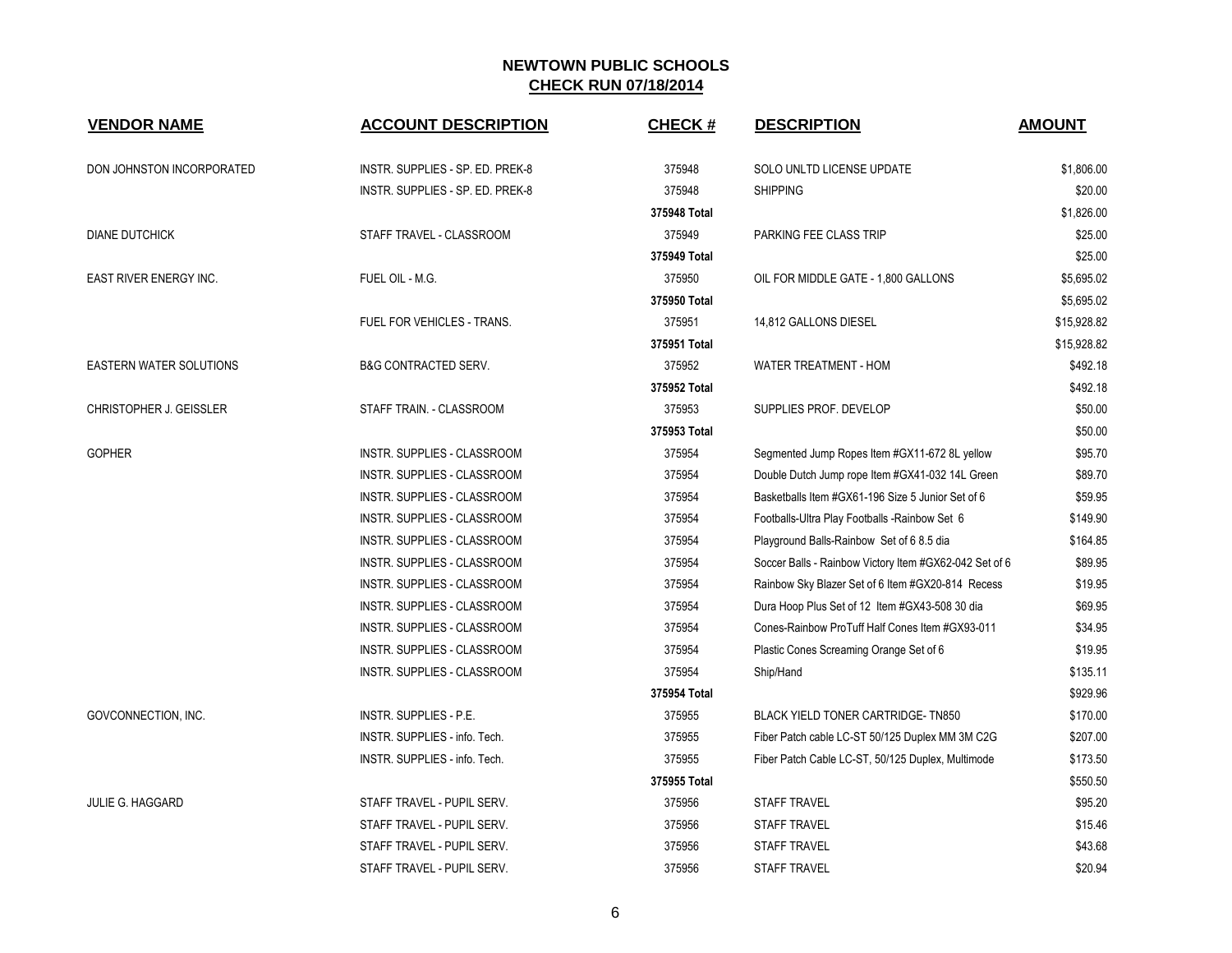# NEWTOWN PUBLIC SCHOOLS
## CHECK RUN 07/18/2014

| VENDOR NAME | ACCOUNT DESCRIPTION | CHECK # | DESCRIPTION | AMOUNT |
|---|---|---|---|---|
| DON JOHNSTON INCORPORATED | INSTR. SUPPLIES - SP. ED. PREK-8 | 375948 | SOLO UNLTD LICENSE UPDATE | $1,806.00 |
| | INSTR. SUPPLIES - SP. ED. PREK-8 | 375948 | SHIPPING | $20.00 |
| | | 375948 Total | | $1,826.00 |
| DIANE DUTCHICK | STAFF TRAVEL - CLASSROOM | 375949 | PARKING FEE CLASS TRIP | $25.00 |
| | | 375949 Total | | $25.00 |
| EAST RIVER ENERGY INC. | FUEL OIL - M.G. | 375950 | OIL FOR MIDDLE GATE - 1,800 GALLONS | $5,695.02 |
| | | 375950 Total | | $5,695.02 |
| | FUEL FOR VEHICLES - TRANS. | 375951 | 14,812 GALLONS DIESEL | $15,928.82 |
| | | 375951 Total | | $15,928.82 |
| EASTERN WATER SOLUTIONS | B&G CONTRACTED SERV. | 375952 | WATER TREATMENT - HOM | $492.18 |
| | | 375952 Total | | $492.18 |
| CHRISTOPHER J. GEISSLER | STAFF TRAIN. - CLASSROOM | 375953 | SUPPLIES PROF. DEVELOP | $50.00 |
| | | 375953 Total | | $50.00 |
| GOPHER | INSTR. SUPPLIES - CLASSROOM | 375954 | Segmented Jump Ropes Item #GX11-672 8L yellow | $95.70 |
| | INSTR. SUPPLIES - CLASSROOM | 375954 | Double Dutch Jump rope Item #GX41-032 14L Green | $89.70 |
| | INSTR. SUPPLIES - CLASSROOM | 375954 | Basketballs Item #GX61-196 Size 5 Junior Set of 6 | $59.95 |
| | INSTR. SUPPLIES - CLASSROOM | 375954 | Footballs-Ultra Play Footballs -Rainbow Set 6 | $149.90 |
| | INSTR. SUPPLIES - CLASSROOM | 375954 | Playground Balls-Rainbow Set of 6 8.5 dia | $164.85 |
| | INSTR. SUPPLIES - CLASSROOM | 375954 | Soccer Balls - Rainbow Victory Item #GX62-042 Set of 6 | $89.95 |
| | INSTR. SUPPLIES - CLASSROOM | 375954 | Rainbow Sky Blazer Set of 6 Item #GX20-814 Recess | $19.95 |
| | INSTR. SUPPLIES - CLASSROOM | 375954 | Dura Hoop Plus Set of 12 Item #GX43-508 30 dia | $69.95 |
| | INSTR. SUPPLIES - CLASSROOM | 375954 | Cones-Rainbow ProTuff Half Cones Item #GX93-011 | $34.95 |
| | INSTR. SUPPLIES - CLASSROOM | 375954 | Plastic Cones Screaming Orange Set of 6 | $19.95 |
| | INSTR. SUPPLIES - CLASSROOM | 375954 | Ship/Hand | $135.11 |
| | | 375954 Total | | $929.96 |
| GOVCONNECTION, INC. | INSTR. SUPPLIES - P.E. | 375955 | BLACK YIELD TONER CARTRIDGE- TN850 | $170.00 |
| | INSTR. SUPPLIES - info. Tech. | 375955 | Fiber Patch cable LC-ST 50/125 Duplex MM 3M C2G | $207.00 |
| | INSTR. SUPPLIES - info. Tech. | 375955 | Fiber Patch Cable LC-ST, 50/125 Duplex, Multimode | $173.50 |
| | | 375955 Total | | $550.50 |
| JULIE G. HAGGARD | STAFF TRAVEL - PUPIL SERV. | 375956 | STAFF TRAVEL | $95.20 |
| | STAFF TRAVEL - PUPIL SERV. | 375956 | STAFF TRAVEL | $15.46 |
| | STAFF TRAVEL - PUPIL SERV. | 375956 | STAFF TRAVEL | $43.68 |
| | STAFF TRAVEL - PUPIL SERV. | 375956 | STAFF TRAVEL | $20.94 |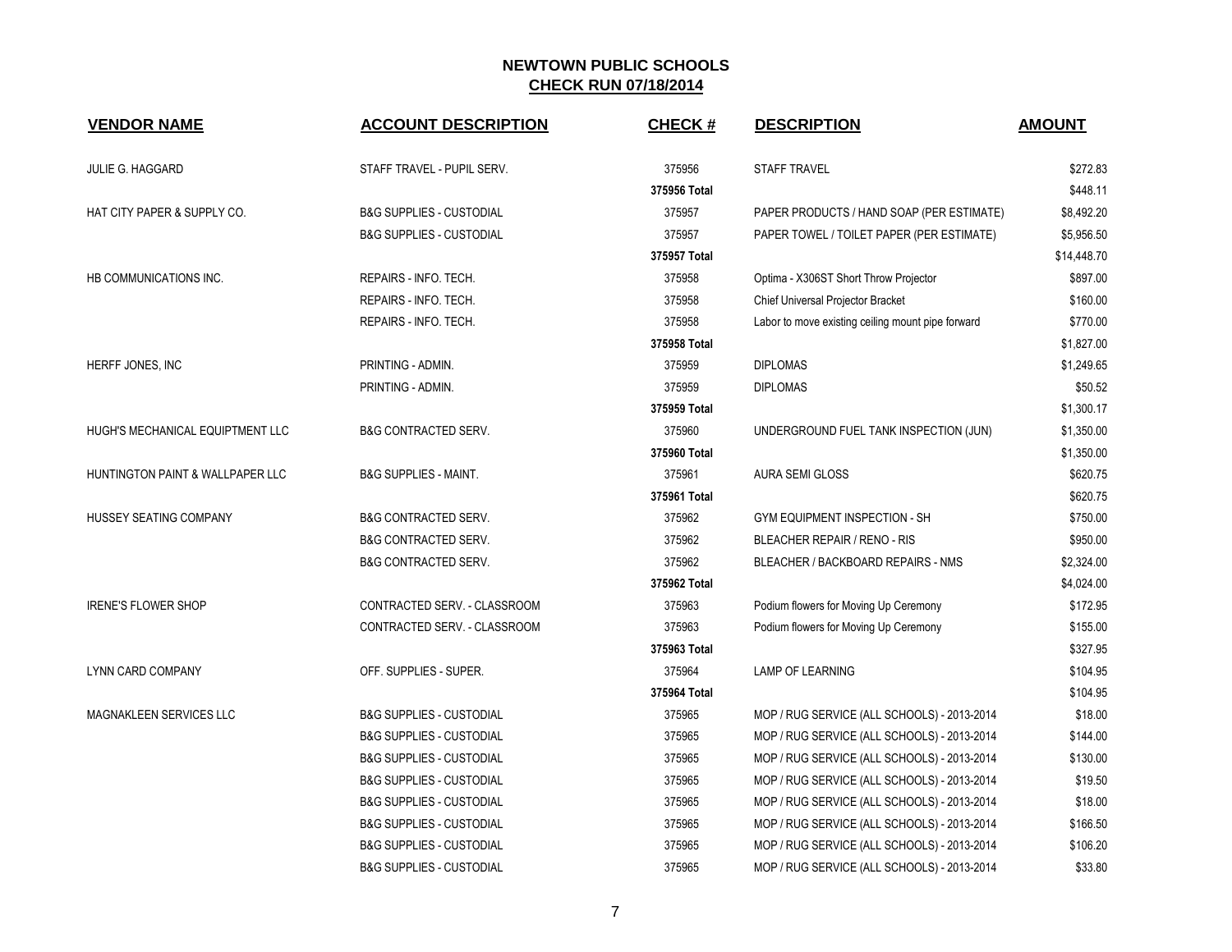# NEWTOWN PUBLIC SCHOOLS

## CHECK RUN 07/18/2014

| VENDOR NAME | ACCOUNT DESCRIPTION | CHECK # | DESCRIPTION | AMOUNT |
|---|---|---|---|---|
| JULIE G. HAGGARD | STAFF TRAVEL - PUPIL SERV. | 375956 | STAFF TRAVEL | $272.83 |
| | | 375956 Total | | $448.11 |
| HAT CITY PAPER & SUPPLY CO. | B&G SUPPLIES - CUSTODIAL | 375957 | PAPER PRODUCTS / HAND SOAP (PER ESTIMATE) | $8,492.20 |
| | B&G SUPPLIES - CUSTODIAL | 375957 | PAPER TOWEL / TOILET PAPER (PER ESTIMATE) | $5,956.50 |
| | | 375957 Total | | $14,448.70 |
| HB COMMUNICATIONS INC. | REPAIRS - INFO. TECH. | 375958 | Optima - X306ST Short Throw Projector | $897.00 |
| | REPAIRS - INFO. TECH. | 375958 | Chief Universal Projector Bracket | $160.00 |
| | REPAIRS - INFO. TECH. | 375958 | Labor to move existing ceiling mount pipe forward | $770.00 |
| | | 375958 Total | | $1,827.00 |
| HERFF JONES, INC | PRINTING - ADMIN. | 375959 | DIPLOMAS | $1,249.65 |
| | PRINTING - ADMIN. | 375959 | DIPLOMAS | $50.52 |
| | | 375959 Total | | $1,300.17 |
| HUGH'S MECHANICAL EQUIPTMENT LLC | B&G CONTRACTED SERV. | 375960 | UNDERGROUND FUEL TANK INSPECTION (JUN) | $1,350.00 |
| | | 375960 Total | | $1,350.00 |
| HUNTINGTON PAINT & WALLPAPER LLC | B&G SUPPLIES - MAINT. | 375961 | AURA SEMI GLOSS | $620.75 |
| | | 375961 Total | | $620.75 |
| HUSSEY SEATING COMPANY | B&G CONTRACTED SERV. | 375962 | GYM EQUIPMENT INSPECTION - SH | $750.00 |
| | B&G CONTRACTED SERV. | 375962 | BLEACHER REPAIR / RENO - RIS | $950.00 |
| | B&G CONTRACTED SERV. | 375962 | BLEACHER / BACKBOARD REPAIRS - NMS | $2,324.00 |
| | | 375962 Total | | $4,024.00 |
| IRENE'S FLOWER SHOP | CONTRACTED SERV. - CLASSROOM | 375963 | Podium flowers for Moving Up Ceremony | $172.95 |
| | CONTRACTED SERV. - CLASSROOM | 375963 | Podium flowers for Moving Up Ceremony | $155.00 |
| | | 375963 Total | | $327.95 |
| LYNN CARD COMPANY | OFF. SUPPLIES - SUPER. | 375964 | LAMP OF LEARNING | $104.95 |
| | | 375964 Total | | $104.95 |
| MAGNAKLEEN SERVICES LLC | B&G SUPPLIES - CUSTODIAL | 375965 | MOP / RUG SERVICE (ALL SCHOOLS) - 2013-2014 | $18.00 |
| | B&G SUPPLIES - CUSTODIAL | 375965 | MOP / RUG SERVICE (ALL SCHOOLS) - 2013-2014 | $144.00 |
| | B&G SUPPLIES - CUSTODIAL | 375965 | MOP / RUG SERVICE (ALL SCHOOLS) - 2013-2014 | $130.00 |
| | B&G SUPPLIES - CUSTODIAL | 375965 | MOP / RUG SERVICE (ALL SCHOOLS) - 2013-2014 | $19.50 |
| | B&G SUPPLIES - CUSTODIAL | 375965 | MOP / RUG SERVICE (ALL SCHOOLS) - 2013-2014 | $18.00 |
| | B&G SUPPLIES - CUSTODIAL | 375965 | MOP / RUG SERVICE (ALL SCHOOLS) - 2013-2014 | $166.50 |
| | B&G SUPPLIES - CUSTODIAL | 375965 | MOP / RUG SERVICE (ALL SCHOOLS) - 2013-2014 | $106.20 |
| | B&G SUPPLIES - CUSTODIAL | 375965 | MOP / RUG SERVICE (ALL SCHOOLS) - 2013-2014 | $33.80 |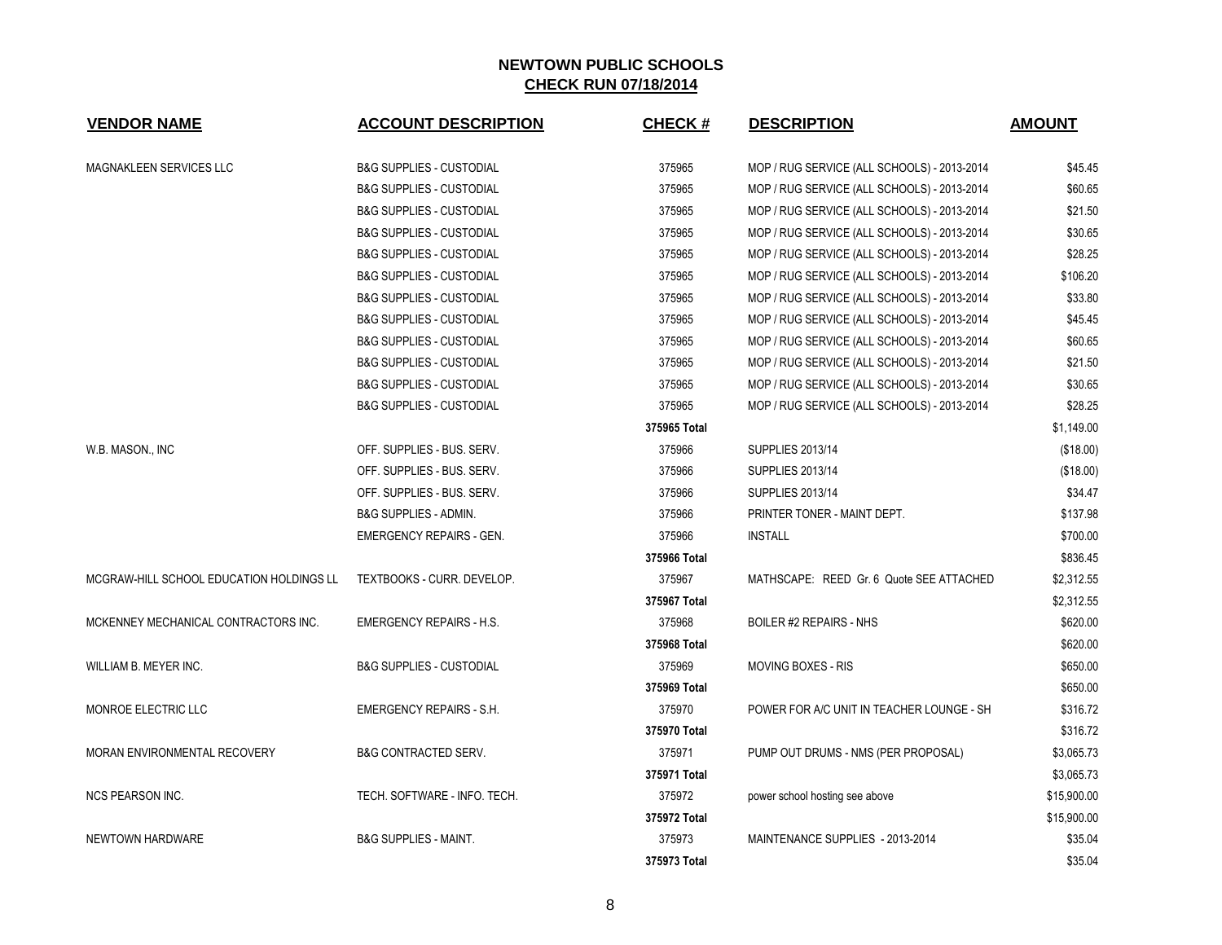## NEWTOWN PUBLIC SCHOOLS
## CHECK RUN 07/18/2014

| VENDOR NAME | ACCOUNT DESCRIPTION | CHECK # | DESCRIPTION | AMOUNT |
|---|---|---|---|---|
| MAGNAKLEEN SERVICES LLC | B&G SUPPLIES - CUSTODIAL | 375965 | MOP / RUG SERVICE (ALL SCHOOLS) - 2013-2014 | $45.45 |
| | B&G SUPPLIES - CUSTODIAL | 375965 | MOP / RUG SERVICE (ALL SCHOOLS) - 2013-2014 | $60.65 |
| | B&G SUPPLIES - CUSTODIAL | 375965 | MOP / RUG SERVICE (ALL SCHOOLS) - 2013-2014 | $21.50 |
| | B&G SUPPLIES - CUSTODIAL | 375965 | MOP / RUG SERVICE (ALL SCHOOLS) - 2013-2014 | $30.65 |
| | B&G SUPPLIES - CUSTODIAL | 375965 | MOP / RUG SERVICE (ALL SCHOOLS) - 2013-2014 | $28.25 |
| | B&G SUPPLIES - CUSTODIAL | 375965 | MOP / RUG SERVICE (ALL SCHOOLS) - 2013-2014 | $106.20 |
| | B&G SUPPLIES - CUSTODIAL | 375965 | MOP / RUG SERVICE (ALL SCHOOLS) - 2013-2014 | $33.80 |
| | B&G SUPPLIES - CUSTODIAL | 375965 | MOP / RUG SERVICE (ALL SCHOOLS) - 2013-2014 | $45.45 |
| | B&G SUPPLIES - CUSTODIAL | 375965 | MOP / RUG SERVICE (ALL SCHOOLS) - 2013-2014 | $60.65 |
| | B&G SUPPLIES - CUSTODIAL | 375965 | MOP / RUG SERVICE (ALL SCHOOLS) - 2013-2014 | $21.50 |
| | B&G SUPPLIES - CUSTODIAL | 375965 | MOP / RUG SERVICE (ALL SCHOOLS) - 2013-2014 | $30.65 |
| | B&G SUPPLIES - CUSTODIAL | 375965 | MOP / RUG SERVICE (ALL SCHOOLS) - 2013-2014 | $28.25 |
| | | **375965 Total** | | $1,149.00 |
| W.B. MASON., INC | OFF. SUPPLIES - BUS. SERV. | 375966 | SUPPLIES 2013/14 | ($18.00) |
| | OFF. SUPPLIES - BUS. SERV. | 375966 | SUPPLIES 2013/14 | ($18.00) |
| | OFF. SUPPLIES - BUS. SERV. | 375966 | SUPPLIES 2013/14 | $34.47 |
| | B&G SUPPLIES - ADMIN. | 375966 | PRINTER TONER - MAINT DEPT. | $137.98 |
| | EMERGENCY REPAIRS - GEN. | 375966 | INSTALL | $700.00 |
| | | **375966 Total** | | $836.45 |
| MCGRAW-HILL SCHOOL EDUCATION HOLDINGS LL | TEXTBOOKS - CURR. DEVELOP. | 375967 | MATHSCAPE: REED Gr. 6 Quote SEE ATTACHED | $2,312.55 |
| | | **375967 Total** | | $2,312.55 |
| MCKENNEY MECHANICAL CONTRACTORS INC. | EMERGENCY REPAIRS - H.S. | 375968 | BOILER #2 REPAIRS - NHS | $620.00 |
| | | **375968 Total** | | $620.00 |
| WILLIAM B. MEYER INC. | B&G SUPPLIES - CUSTODIAL | 375969 | MOVING BOXES - RIS | $650.00 |
| | | **375969 Total** | | $650.00 |
| MONROE ELECTRIC LLC | EMERGENCY REPAIRS - S.H. | 375970 | POWER FOR A/C UNIT IN TEACHER LOUNGE - SH | $316.72 |
| | | **375970 Total** | | $316.72 |
| MORAN ENVIRONMENTAL RECOVERY | B&G CONTRACTED SERV. | 375971 | PUMP OUT DRUMS - NMS (PER PROPOSAL) | $3,065.73 |
| | | **375971 Total** | | $3,065.73 |
| NCS PEARSON INC. | TECH. SOFTWARE - INFO. TECH. | 375972 | power school hosting see above | $15,900.00 |
| | | **375972 Total** | | $15,900.00 |
| NEWTOWN HARDWARE | B&G SUPPLIES - MAINT. | 375973 | MAINTENANCE SUPPLIES - 2013-2014 | $35.04 |
| | | **375973 Total** | | $35.04 |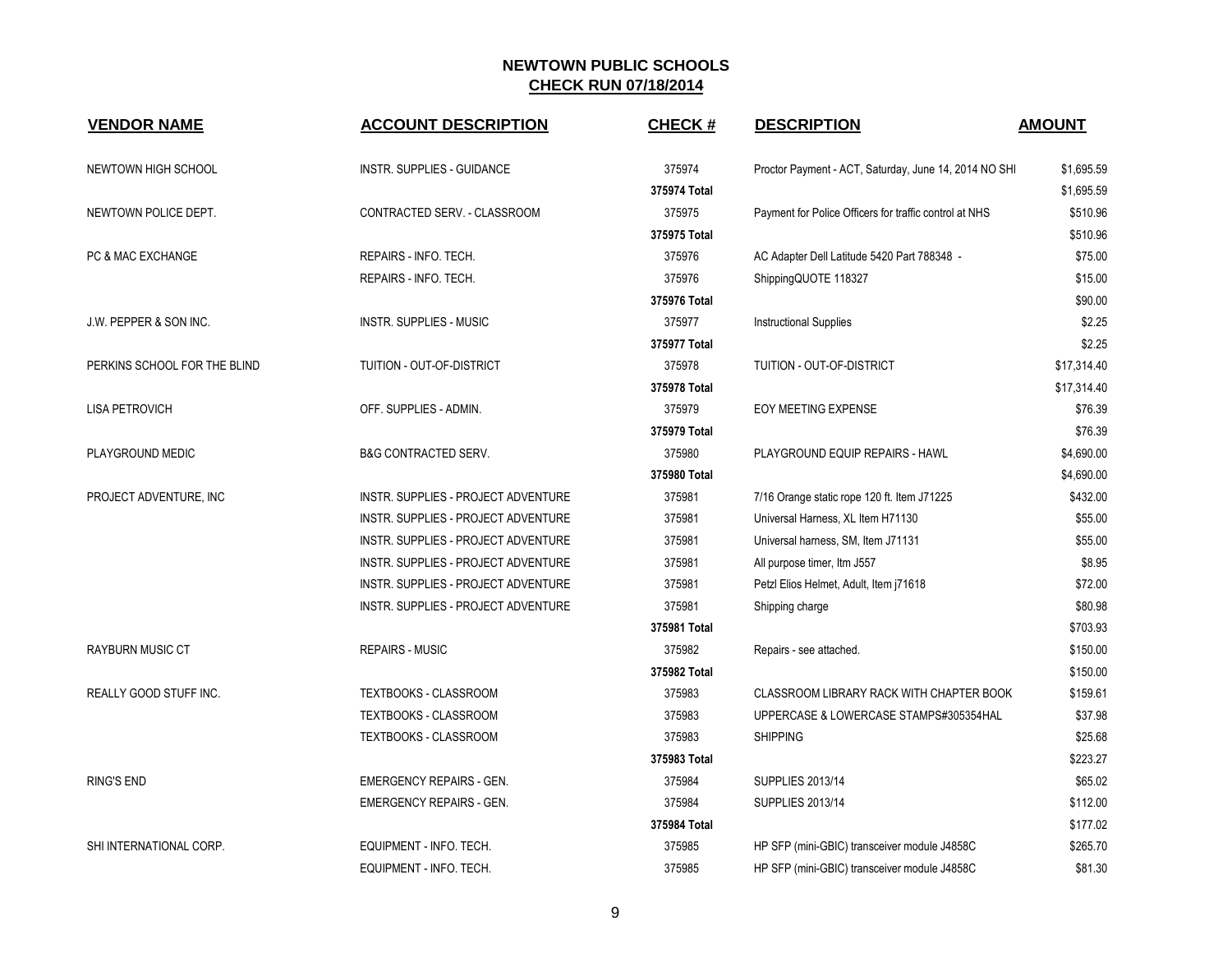## NEWTOWN PUBLIC SCHOOLS
## CHECK RUN 07/18/2014

| VENDOR NAME | ACCOUNT DESCRIPTION | CHECK # | DESCRIPTION | AMOUNT |
|---|---|---|---|---|
| NEWTOWN HIGH SCHOOL | INSTR. SUPPLIES - GUIDANCE | 375974 | Proctor Payment - ACT, Saturday, June 14, 2014 NO SHI | $1,695.59 |
| | | **375974 Total** | | $1,695.59 |
| NEWTOWN POLICE DEPT. | CONTRACTED SERV. - CLASSROOM | 375975 | Payment for Police Officers for traffic control at NHS | $510.96 |
| | | **375975 Total** | | $510.96 |
| PC & MAC EXCHANGE | REPAIRS - INFO. TECH. | 375976 | AC Adapter Dell Latitude 5420 Part 788348 - | $75.00 |
| | REPAIRS - INFO. TECH. | 375976 | ShippingQUOTE 118327 | $15.00 |
| | | **375976 Total** | | $90.00 |
| J.W. PEPPER & SON INC. | INSTR. SUPPLIES - MUSIC | 375977 | Instructional Supplies | $2.25 |
| | | **375977 Total** | | $2.25 |
| PERKINS SCHOOL FOR THE BLIND | TUITION - OUT-OF-DISTRICT | 375978 | TUITION - OUT-OF-DISTRICT | $17,314.40 |
| | | **375978 Total** | | $17,314.40 |
| LISA PETROVICH | OFF. SUPPLIES - ADMIN. | 375979 | EOY MEETING EXPENSE | $76.39 |
| | | **375979 Total** | | $76.39 |
| PLAYGROUND MEDIC | B&G CONTRACTED SERV. | 375980 | PLAYGROUND EQUIP REPAIRS - HAWL | $4,690.00 |
| | | **375980 Total** | | $4,690.00 |
| PROJECT ADVENTURE, INC | INSTR. SUPPLIES - PROJECT ADVENTURE | 375981 | 7/16 Orange static rope 120 ft. Item J71225 | $432.00 |
| | INSTR. SUPPLIES - PROJECT ADVENTURE | 375981 | Universal Harness, XL Item H71130 | $55.00 |
| | INSTR. SUPPLIES - PROJECT ADVENTURE | 375981 | Universal harness, SM, Item J71131 | $55.00 |
| | INSTR. SUPPLIES - PROJECT ADVENTURE | 375981 | All purpose timer, Itm J557 | $8.95 |
| | INSTR. SUPPLIES - PROJECT ADVENTURE | 375981 | Petzl Elios Helmet, Adult, Item j71618 | $72.00 |
| | INSTR. SUPPLIES - PROJECT ADVENTURE | 375981 | Shipping charge | $80.98 |
| | | **375981 Total** | | $703.93 |
| RAYBURN MUSIC CT | REPAIRS - MUSIC | 375982 | Repairs - see attached. | $150.00 |
| | | **375982 Total** | | $150.00 |
| REALLY GOOD STUFF INC. | TEXTBOOKS - CLASSROOM | 375983 | CLASSROOM LIBRARY RACK WITH CHAPTER BOOK | $159.61 |
| | TEXTBOOKS - CLASSROOM | 375983 | UPPERCASE & LOWERCASE STAMPS#305354HAL | $37.98 |
| | TEXTBOOKS - CLASSROOM | 375983 | SHIPPING | $25.68 |
| | | **375983 Total** | | $223.27 |
| RING'S END | EMERGENCY REPAIRS - GEN. | 375984 | SUPPLIES 2013/14 | $65.02 |
| | EMERGENCY REPAIRS - GEN. | 375984 | SUPPLIES 2013/14 | $112.00 |
| | | **375984 Total** | | $177.02 |
| SHI INTERNATIONAL CORP. | EQUIPMENT - INFO. TECH. | 375985 | HP SFP (mini-GBIC) transceiver module J4858C | $265.70 |
| | EQUIPMENT - INFO. TECH. | 375985 | HP SFP (mini-GBIC) transceiver module J4858C | $81.30 |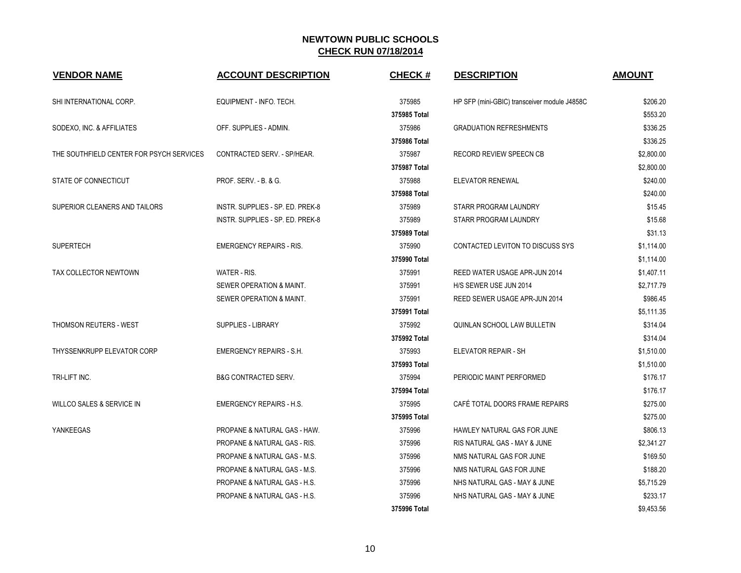## NEWTOWN PUBLIC SCHOOLS

**CHECK RUN 07/18/2014**

| VENDOR NAME | ACCOUNT DESCRIPTION | CHECK # | DESCRIPTION | AMOUNT |
|---|---|---|---|---|
| SHI INTERNATIONAL CORP. | EQUIPMENT - INFO. TECH. | 375985 | HP SFP (mini-GBIC) transceiver module J4858C | $206.20 |
| | | **375985 Total** | | $553.20 |
| SODEXO, INC. & AFFILIATES | OFF. SUPPLIES - ADMIN. | 375986 | GRADUATION REFRESHMENTS | $336.25 |
| | | **375986 Total** | | $336.25 |
| THE SOUTHFIELD CENTER FOR PSYCH SERVICES | CONTRACTED SERV. - SP/HEAR. | 375987 | RECORD REVIEW SPEECN CB | $2,800.00 |
| | | **375987 Total** | | $2,800.00 |
| STATE OF CONNECTICUT | PROF. SERV. - B. & G. | 375988 | ELEVATOR RENEWAL | $240.00 |
| | | **375988 Total** | | $240.00 |
| SUPERIOR CLEANERS AND TAILORS | INSTR. SUPPLIES - SP. ED. PREK-8 | 375989 | STARR PROGRAM LAUNDRY | $15.45 |
| | INSTR. SUPPLIES - SP. ED. PREK-8 | 375989 | STARR PROGRAM LAUNDRY | $15.68 |
| | | **375989 Total** | | $31.13 |
| SUPERTECH | EMERGENCY REPAIRS - RIS. | 375990 | CONTACTED LEVITON TO DISCUSS SYS | $1,114.00 |
| | | **375990 Total** | | $1,114.00 |
| TAX COLLECTOR NEWTOWN | WATER - RIS. | 375991 | REED WATER USAGE APR-JUN 2014 | $1,407.11 |
| | SEWER OPERATION & MAINT. | 375991 | H/S SEWER USE JUN 2014 | $2,717.79 |
| | SEWER OPERATION & MAINT. | 375991 | REED SEWER USAGE APR-JUN 2014 | $986.45 |
| | | **375991 Total** | | $5,111.35 |
| THOMSON REUTERS - WEST | SUPPLIES - LIBRARY | 375992 | QUINLAN SCHOOL LAW BULLETIN | $314.04 |
| | | **375992 Total** | | $314.04 |
| THYSSENKRUPP ELEVATOR CORP | EMERGENCY REPAIRS - S.H. | 375993 | ELEVATOR REPAIR - SH | $1,510.00 |
| | | **375993 Total** | | $1,510.00 |
| TRI-LIFT INC. | B&G CONTRACTED SERV. | 375994 | PERIODIC MAINT PERFORMED | $176.17 |
| | | **375994 Total** | | $176.17 |
| WILLCO SALES & SERVICE IN | EMERGENCY REPAIRS - H.S. | 375995 | CAFÉ TOTAL DOORS FRAME REPAIRS | $275.00 |
| | | **375995 Total** | | $275.00 |
| YANKEEGAS | PROPANE & NATURAL GAS - HAW. | 375996 | HAWLEY NATURAL GAS FOR JUNE | $806.13 |
| | PROPANE & NATURAL GAS - RIS. | 375996 | RIS NATURAL GAS - MAY & JUNE | $2,341.27 |
| | PROPANE & NATURAL GAS - M.S. | 375996 | NMS NATURAL GAS FOR JUNE | $169.50 |
| | PROPANE & NATURAL GAS - M.S. | 375996 | NMS NATURAL GAS FOR JUNE | $188.20 |
| | PROPANE & NATURAL GAS - H.S. | 375996 | NHS NATURAL GAS - MAY & JUNE | $5,715.29 |
| | PROPANE & NATURAL GAS - H.S. | 375996 | NHS NATURAL GAS - MAY & JUNE | $233.17 |
| | | **375996 Total** | | $9,453.56 |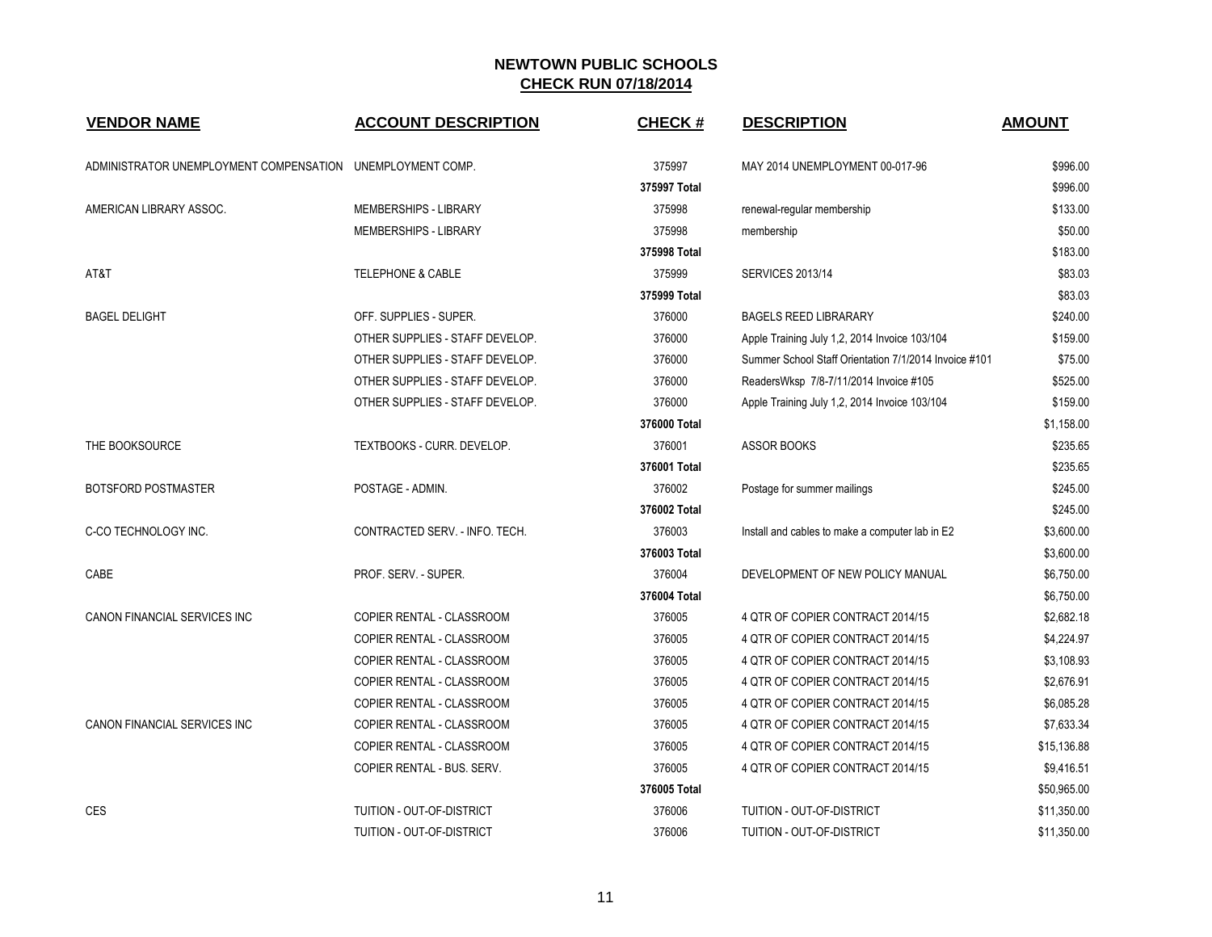## NEWTOWN PUBLIC SCHOOLS
## CHECK RUN 07/18/2014

| VENDOR NAME | ACCOUNT DESCRIPTION | CHECK # | DESCRIPTION | AMOUNT |
|---|---|---|---|---|
| ADMINISTRATOR UNEMPLOYMENT COMPENSATION | UNEMPLOYMENT COMP. | 375997 | MAY 2014 UNEMPLOYMENT 00-017-96 | $996.00 |
| | | **375997 Total** | | $996.00 |
| AMERICAN LIBRARY ASSOC. | MEMBERSHIPS - LIBRARY | 375998 | renewal-regular membership | $133.00 |
| | MEMBERSHIPS - LIBRARY | 375998 | membership | $50.00 |
| | | **375998 Total** | | $183.00 |
| AT&T | TELEPHONE & CABLE | 375999 | SERVICES 2013/14 | $83.03 |
| | | **375999 Total** | | $83.03 |
| BAGEL DELIGHT | OFF. SUPPLIES - SUPER. | 376000 | BAGELS REED LIBRARARY | $240.00 |
| | OTHER SUPPLIES - STAFF DEVELOP. | 376000 | Apple Training July 1,2, 2014 Invoice 103/104 | $159.00 |
| | OTHER SUPPLIES - STAFF DEVELOP. | 376000 | Summer School Staff Orientation 7/1/2014 Invoice #101 | $75.00 |
| | OTHER SUPPLIES - STAFF DEVELOP. | 376000 | ReadersWksp 7/8-7/11/2014 Invoice #105 | $525.00 |
| | OTHER SUPPLIES - STAFF DEVELOP. | 376000 | Apple Training July 1,2, 2014 Invoice 103/104 | $159.00 |
| | | **376000 Total** | | $1,158.00 |
| THE BOOKSOURCE | TEXTBOOKS - CURR. DEVELOP. | 376001 | ASSOR BOOKS | $235.65 |
| | | **376001 Total** | | $235.65 |
| BOTSFORD POSTMASTER | POSTAGE - ADMIN. | 376002 | Postage for summer mailings | $245.00 |
| | | **376002 Total** | | $245.00 |
| C-CO TECHNOLOGY INC. | CONTRACTED SERV. - INFO. TECH. | 376003 | Install and cables to make a computer lab in E2 | $3,600.00 |
| | | **376003 Total** | | $3,600.00 |
| CABE | PROF. SERV. - SUPER. | 376004 | DEVELOPMENT OF NEW POLICY MANUAL | $6,750.00 |
| | | **376004 Total** | | $6,750.00 |
| CANON FINANCIAL SERVICES INC | COPIER RENTAL - CLASSROOM | 376005 | 4 QTR OF COPIER CONTRACT 2014/15 | $2,682.18 |
| | COPIER RENTAL - CLASSROOM | 376005 | 4 QTR OF COPIER CONTRACT 2014/15 | $4,224.97 |
| | COPIER RENTAL - CLASSROOM | 376005 | 4 QTR OF COPIER CONTRACT 2014/15 | $3,108.93 |
| | COPIER RENTAL - CLASSROOM | 376005 | 4 QTR OF COPIER CONTRACT 2014/15 | $2,676.91 |
| | COPIER RENTAL - CLASSROOM | 376005 | 4 QTR OF COPIER CONTRACT 2014/15 | $6,085.28 |
| CANON FINANCIAL SERVICES INC | COPIER RENTAL - CLASSROOM | 376005 | 4 QTR OF COPIER CONTRACT 2014/15 | $7,633.34 |
| | COPIER RENTAL - CLASSROOM | 376005 | 4 QTR OF COPIER CONTRACT 2014/15 | $15,136.88 |
| | COPIER RENTAL - BUS. SERV. | 376005 | 4 QTR OF COPIER CONTRACT 2014/15 | $9,416.51 |
| | | **376005 Total** | | $50,965.00 |
| CES | TUITION - OUT-OF-DISTRICT | 376006 | TUITION - OUT-OF-DISTRICT | $11,350.00 |
| | TUITION - OUT-OF-DISTRICT | 376006 | TUITION - OUT-OF-DISTRICT | $11,350.00 |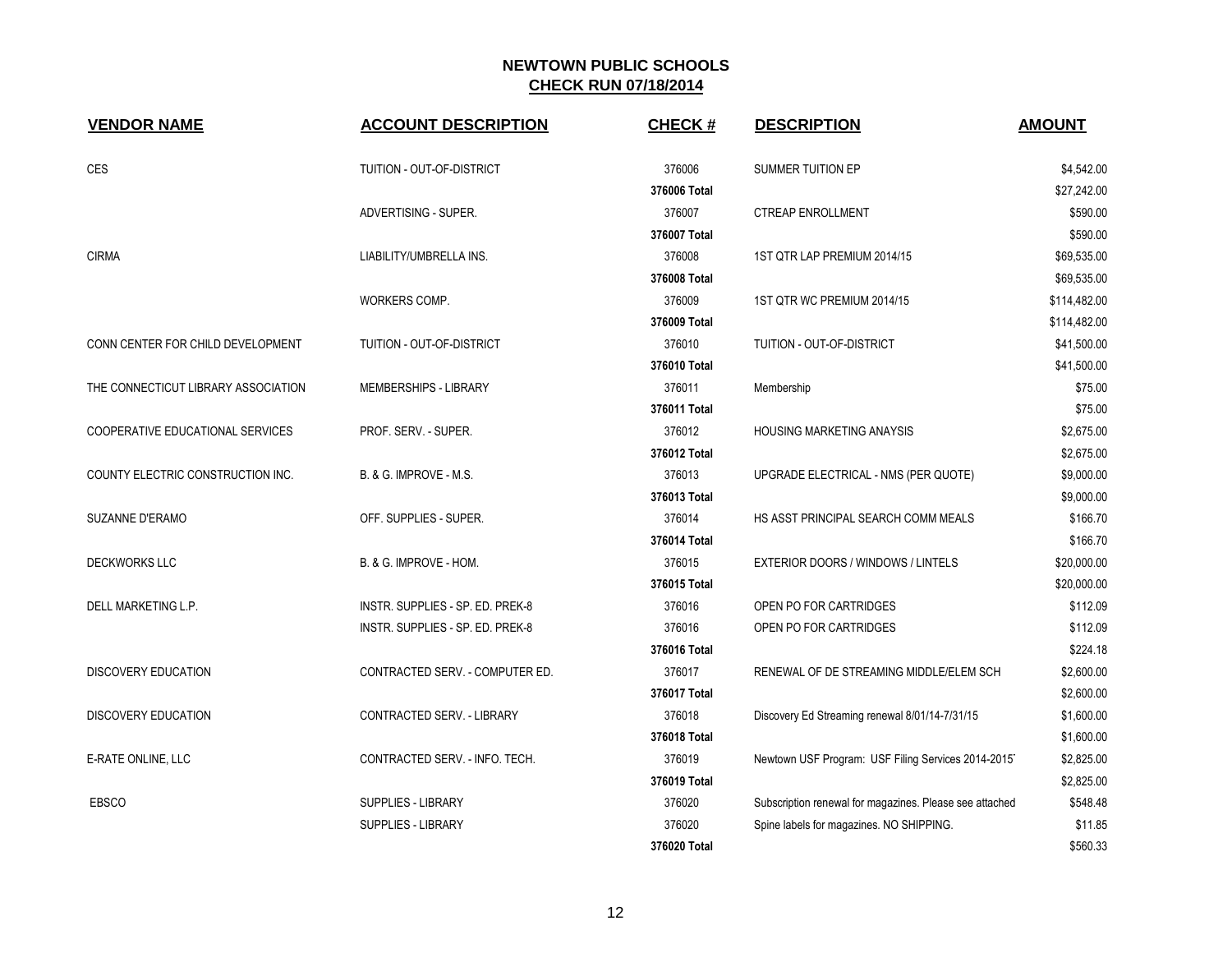# NEWTOWN PUBLIC SCHOOLS

## CHECK RUN 07/18/2014

| VENDOR NAME | ACCOUNT DESCRIPTION | CHECK # | DESCRIPTION | AMOUNT |
|---|---|---|---|---|
| CES | TUITION - OUT-OF-DISTRICT | 376006 | SUMMER TUITION EP | $4,542.00 |
| | | 376006 Total | | $27,242.00 |
| | ADVERTISING - SUPER. | 376007 | CTREAP ENROLLMENT | $590.00 |
| | | 376007 Total | | $590.00 |
| CIRMA | LIABILITY/UMBRELLA INS. | 376008 | 1ST QTR LAP PREMIUM 2014/15 | $69,535.00 |
| | | 376008 Total | | $69,535.00 |
| | WORKERS COMP. | 376009 | 1ST QTR WC PREMIUM 2014/15 | $114,482.00 |
| | | 376009 Total | | $114,482.00 |
| CONN CENTER FOR CHILD DEVELOPMENT | TUITION - OUT-OF-DISTRICT | 376010 | TUITION - OUT-OF-DISTRICT | $41,500.00 |
| | | 376010 Total | | $41,500.00 |
| THE CONNECTICUT LIBRARY ASSOCIATION | MEMBERSHIPS - LIBRARY | 376011 | Membership | $75.00 |
| | | 376011 Total | | $75.00 |
| COOPERATIVE EDUCATIONAL SERVICES | PROF. SERV. - SUPER. | 376012 | HOUSING MARKETING ANAYSIS | $2,675.00 |
| | | 376012 Total | | $2,675.00 |
| COUNTY ELECTRIC CONSTRUCTION INC. | B. & G. IMPROVE - M.S. | 376013 | UPGRADE ELECTRICAL - NMS (PER QUOTE) | $9,000.00 |
| | | 376013 Total | | $9,000.00 |
| SUZANNE D'ERAMO | OFF. SUPPLIES - SUPER. | 376014 | HS ASST PRINCIPAL SEARCH COMM MEALS | $166.70 |
| | | 376014 Total | | $166.70 |
| DECKWORKS LLC | B. & G. IMPROVE - HOM. | 376015 | EXTERIOR DOORS / WINDOWS / LINTELS | $20,000.00 |
| | | 376015 Total | | $20,000.00 |
| DELL MARKETING L.P. | INSTR. SUPPLIES - SP. ED. PREK-8 | 376016 | OPEN PO FOR CARTRIDGES | $112.09 |
| | INSTR. SUPPLIES - SP. ED. PREK-8 | 376016 | OPEN PO FOR CARTRIDGES | $112.09 |
| | | 376016 Total | | $224.18 |
| DISCOVERY EDUCATION | CONTRACTED SERV. - COMPUTER ED. | 376017 | RENEWAL OF DE STREAMING MIDDLE/ELEM SCH | $2,600.00 |
| | | 376017 Total | | $2,600.00 |
| DISCOVERY EDUCATION | CONTRACTED SERV. - LIBRARY | 376018 | Discovery Ed Streaming renewal 8/01/14-7/31/15 | $1,600.00 |
| | | 376018 Total | | $1,600.00 |
| E-RATE ONLINE, LLC | CONTRACTED SERV. - INFO. TECH. | 376019 | Newtown USF Program: USF Filing Services 2014-2015 | $2,825.00 |
| | | 376019 Total | | $2,825.00 |
| EBSCO | SUPPLIES - LIBRARY | 376020 | Subscription renewal for magazines. Please see attached | $548.48 |
| | SUPPLIES - LIBRARY | 376020 | Spine labels for magazines. NO SHIPPING. | $11.85 |
| | | 376020 Total | | $560.33 |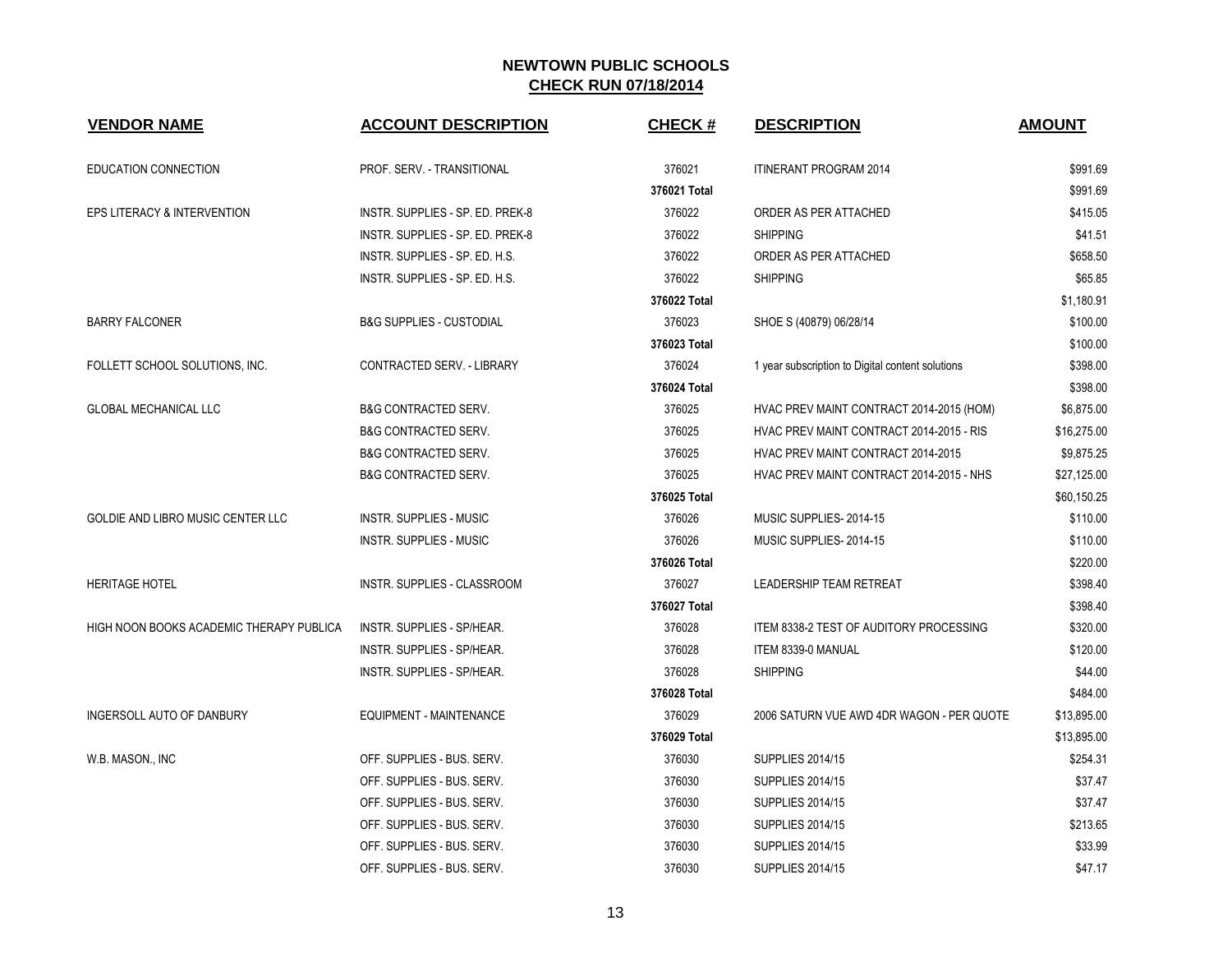## NEWTOWN PUBLIC SCHOOLS

**CHECK RUN 07/18/2014**

| VENDOR NAME | ACCOUNT DESCRIPTION | CHECK # | DESCRIPTION | AMOUNT |
|---|---|---|---|---|
| EDUCATION CONNECTION | PROF. SERV. - TRANSITIONAL | 376021 | ITINERANT PROGRAM 2014 | $991.69 |
| | | **376021 Total** | | $991.69 |
| EPS LITERACY & INTERVENTION | INSTR. SUPPLIES - SP. ED. PREK-8 | 376022 | ORDER AS PER ATTACHED | $415.05 |
| | INSTR. SUPPLIES - SP. ED. PREK-8 | 376022 | SHIPPING | $41.51 |
| | INSTR. SUPPLIES - SP. ED. H.S. | 376022 | ORDER AS PER ATTACHED | $658.50 |
| | INSTR. SUPPLIES - SP. ED. H.S. | 376022 | SHIPPING | $65.85 |
| | | **376022 Total** | | $1,180.91 |
| BARRY FALCONER | B&G SUPPLIES - CUSTODIAL | 376023 | SHOE S (40879) 06/28/14 | $100.00 |
| | | **376023 Total** | | $100.00 |
| FOLLETT SCHOOL SOLUTIONS, INC. | CONTRACTED SERV. - LIBRARY | 376024 | 1 year subscription to Digital content solutions | $398.00 |
| | | **376024 Total** | | $398.00 |
| GLOBAL MECHANICAL LLC | B&G CONTRACTED SERV. | 376025 | HVAC PREV MAINT CONTRACT 2014-2015 (HOM) | $6,875.00 |
| | B&G CONTRACTED SERV. | 376025 | HVAC PREV MAINT CONTRACT 2014-2015 - RIS | $16,275.00 |
| | B&G CONTRACTED SERV. | 376025 | HVAC PREV MAINT CONTRACT 2014-2015 | $9,875.25 |
| | B&G CONTRACTED SERV. | 376025 | HVAC PREV MAINT CONTRACT 2014-2015 - NHS | $27,125.00 |
| | | **376025 Total** | | $60,150.25 |
| GOLDIE AND LIBRO MUSIC CENTER LLC | INSTR. SUPPLIES - MUSIC | 376026 | MUSIC SUPPLIES- 2014-15 | $110.00 |
| | INSTR. SUPPLIES - MUSIC | 376026 | MUSIC SUPPLIES- 2014-15 | $110.00 |
| | | **376026 Total** | | $220.00 |
| HERITAGE HOTEL | INSTR. SUPPLIES - CLASSROOM | 376027 | LEADERSHIP TEAM RETREAT | $398.40 |
| | | **376027 Total** | | $398.40 |
| HIGH NOON BOOKS ACADEMIC THERAPY PUBLICA | INSTR. SUPPLIES - SP/HEAR. | 376028 | ITEM 8338-2 TEST OF AUDITORY PROCESSING | $320.00 |
| | INSTR. SUPPLIES - SP/HEAR. | 376028 | ITEM 8339-0 MANUAL | $120.00 |
| | INSTR. SUPPLIES - SP/HEAR. | 376028 | SHIPPING | $44.00 |
| | | **376028 Total** | | $484.00 |
| INGERSOLL AUTO OF DANBURY | EQUIPMENT - MAINTENANCE | 376029 | 2006 SATURN VUE AWD 4DR WAGON - PER QUOTE | $13,895.00 |
| | | **376029 Total** | | $13,895.00 |
| W.B. MASON., INC | OFF. SUPPLIES - BUS. SERV. | 376030 | SUPPLIES 2014/15 | $254.31 |
| | OFF. SUPPLIES - BUS. SERV. | 376030 | SUPPLIES 2014/15 | $37.47 |
| | OFF. SUPPLIES - BUS. SERV. | 376030 | SUPPLIES 2014/15 | $37.47 |
| | OFF. SUPPLIES - BUS. SERV. | 376030 | SUPPLIES 2014/15 | $213.65 |
| | OFF. SUPPLIES - BUS. SERV. | 376030 | SUPPLIES 2014/15 | $33.99 |
| | OFF. SUPPLIES - BUS. SERV. | 376030 | SUPPLIES 2014/15 | $47.17 |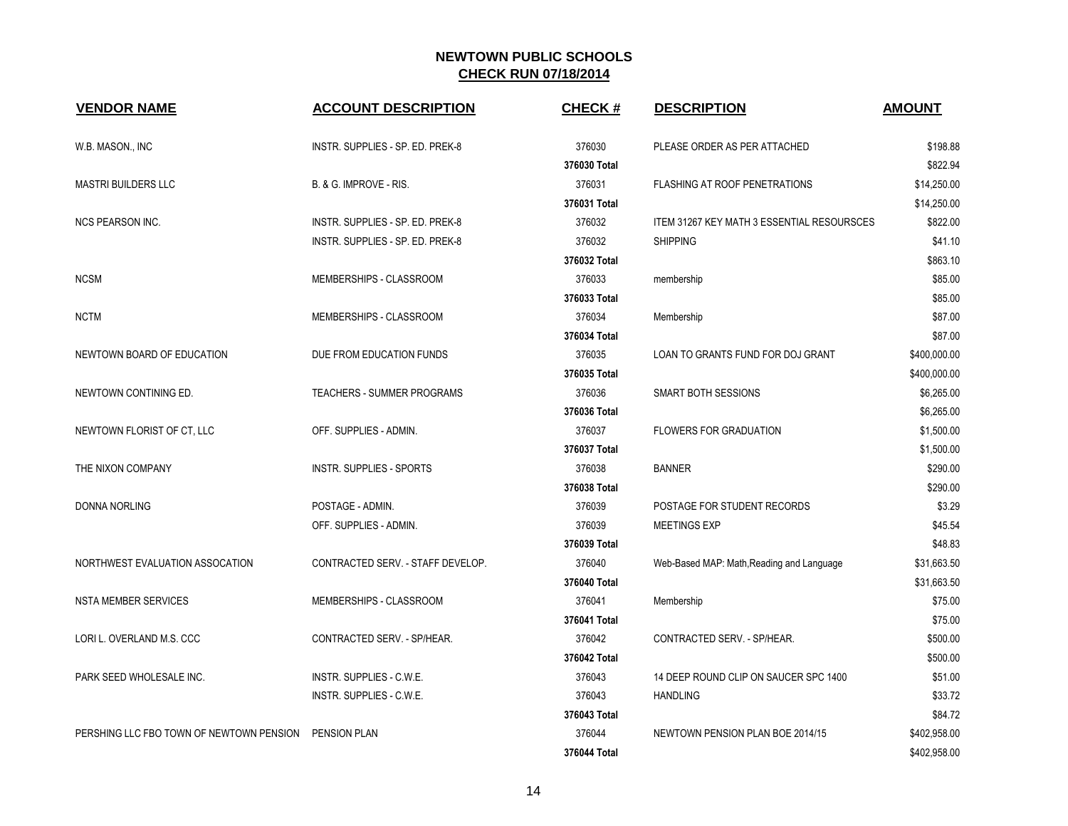# NEWTOWN PUBLIC SCHOOLS

## CHECK RUN 07/18/2014

| VENDOR NAME | ACCOUNT DESCRIPTION | CHECK # | DESCRIPTION | AMOUNT |
|---|---|---|---|---|
| W.B. MASON., INC | INSTR. SUPPLIES - SP. ED. PREK-8 | 376030 | PLEASE ORDER AS PER ATTACHED | $198.88 |
| | | 376030 Total | | $822.94 |
| MASTRI BUILDERS LLC | B. & G. IMPROVE - RIS. | 376031 | FLASHING AT ROOF PENETRATIONS | $14,250.00 |
| | | 376031 Total | | $14,250.00 |
| NCS PEARSON INC. | INSTR. SUPPLIES - SP. ED. PREK-8 | 376032 | ITEM 31267 KEY MATH 3 ESSENTIAL RESOURSCES | $822.00 |
| | INSTR. SUPPLIES - SP. ED. PREK-8 | 376032 | SHIPPING | $41.10 |
| | | 376032 Total | | $863.10 |
| NCSM | MEMBERSHIPS - CLASSROOM | 376033 | membership | $85.00 |
| | | 376033 Total | | $85.00 |
| NCTM | MEMBERSHIPS - CLASSROOM | 376034 | Membership | $87.00 |
| | | 376034 Total | | $87.00 |
| NEWTOWN BOARD OF EDUCATION | DUE FROM EDUCATION FUNDS | 376035 | LOAN TO GRANTS FUND FOR DOJ GRANT | $400,000.00 |
| | | 376035 Total | | $400,000.00 |
| NEWTOWN CONTINING ED. | TEACHERS - SUMMER PROGRAMS | 376036 | SMART BOTH SESSIONS | $6,265.00 |
| | | 376036 Total | | $6,265.00 |
| NEWTOWN FLORIST OF CT, LLC | OFF. SUPPLIES - ADMIN. | 376037 | FLOWERS FOR GRADUATION | $1,500.00 |
| | | 376037 Total | | $1,500.00 |
| THE NIXON COMPANY | INSTR. SUPPLIES - SPORTS | 376038 | BANNER | $290.00 |
| | | 376038 Total | | $290.00 |
| DONNA NORLING | POSTAGE - ADMIN. | 376039 | POSTAGE FOR STUDENT RECORDS | $3.29 |
| | OFF. SUPPLIES - ADMIN. | 376039 | MEETINGS EXP | $45.54 |
| | | 376039 Total | | $48.83 |
| NORTHWEST EVALUATION ASSOCATION | CONTRACTED SERV. - STAFF DEVELOP. | 376040 | Web-Based MAP: Math,Reading and Language | $31,663.50 |
| | | 376040 Total | | $31,663.50 |
| NSTA MEMBER SERVICES | MEMBERSHIPS - CLASSROOM | 376041 | Membership | $75.00 |
| | | 376041 Total | | $75.00 |
| LORI L. OVERLAND M.S. CCC | CONTRACTED SERV. - SP/HEAR. | 376042 | CONTRACTED SERV. - SP/HEAR. | $500.00 |
| | | 376042 Total | | $500.00 |
| PARK SEED WHOLESALE INC. | INSTR. SUPPLIES - C.W.E. | 376043 | 14 DEEP ROUND CLIP ON SAUCER SPC 1400 | $51.00 |
| | INSTR. SUPPLIES - C.W.E. | 376043 | HANDLING | $33.72 |
| | | 376043 Total | | $84.72 |
| PERSHING LLC FBO TOWN OF NEWTOWN PENSION | PENSION PLAN | 376044 | NEWTOWN PENSION PLAN BOE 2014/15 | $402,958.00 |
| | | 376044 Total | | $402,958.00 |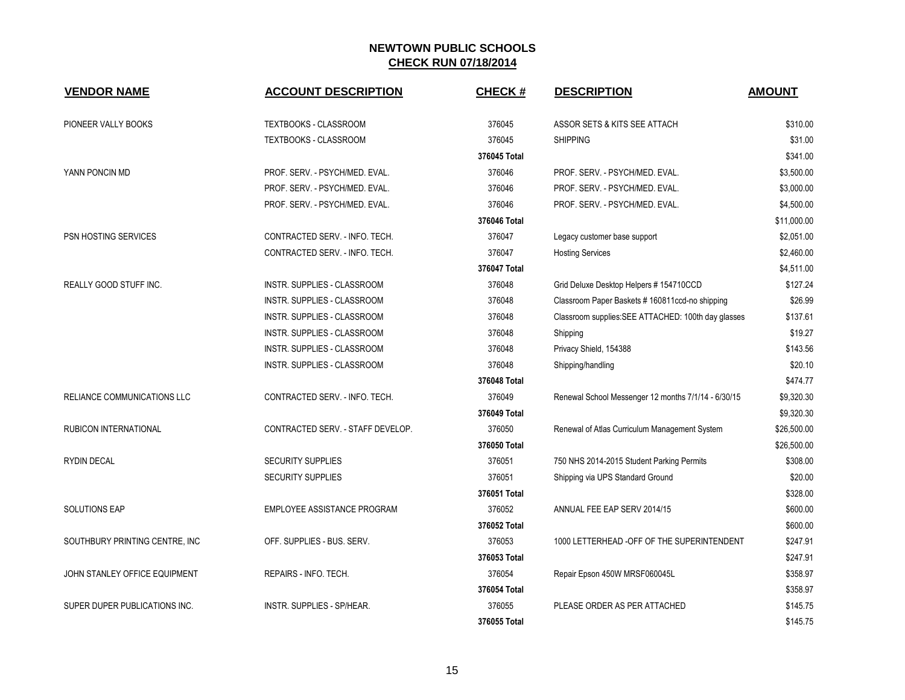# NEWTOWN PUBLIC SCHOOLS

## CHECK RUN 07/18/2014

| VENDOR NAME | ACCOUNT DESCRIPTION | CHECK # | DESCRIPTION | AMOUNT |
|---|---|---|---|---|
| PIONEER VALLY BOOKS | TEXTBOOKS - CLASSROOM | 376045 | ASSOR SETS & KITS SEE ATTACH | $310.00 |
| | TEXTBOOKS - CLASSROOM | 376045 | SHIPPING | $31.00 |
| | | **376045 Total** | | $341.00 |
| YANN PONCIN MD | PROF. SERV. - PSYCH/MED. EVAL. | 376046 | PROF. SERV. - PSYCH/MED. EVAL. | $3,500.00 |
| | PROF. SERV. - PSYCH/MED. EVAL. | 376046 | PROF. SERV. - PSYCH/MED. EVAL. | $3,000.00 |
| | PROF. SERV. - PSYCH/MED. EVAL. | 376046 | PROF. SERV. - PSYCH/MED. EVAL. | $4,500.00 |
| | | **376046 Total** | | $11,000.00 |
| PSN HOSTING SERVICES | CONTRACTED SERV. - INFO. TECH. | 376047 | Legacy customer base support | $2,051.00 |
| | CONTRACTED SERV. - INFO. TECH. | 376047 | Hosting Services | $2,460.00 |
| | | **376047 Total** | | $4,511.00 |
| REALLY GOOD STUFF INC. | INSTR. SUPPLIES - CLASSROOM | 376048 | Grid Deluxe Desktop Helpers # 154710CCD | $127.24 |
| | INSTR. SUPPLIES - CLASSROOM | 376048 | Classroom Paper Baskets # 160811ccd-no shipping | $26.99 |
| | INSTR. SUPPLIES - CLASSROOM | 376048 | Classroom supplies:SEE ATTACHED: 100th day glasses | $137.61 |
| | INSTR. SUPPLIES - CLASSROOM | 376048 | Shipping | $19.27 |
| | INSTR. SUPPLIES - CLASSROOM | 376048 | Privacy Shield, 154388 | $143.56 |
| | INSTR. SUPPLIES - CLASSROOM | 376048 | Shipping/handling | $20.10 |
| | | **376048 Total** | | $474.77 |
| RELIANCE COMMUNICATIONS LLC | CONTRACTED SERV. - INFO. TECH. | 376049 | Renewal School Messenger 12 months 7/1/14 - 6/30/15 | $9,320.30 |
| | | **376049 Total** | | $9,320.30 |
| RUBICON INTERNATIONAL | CONTRACTED SERV. - STAFF DEVELOP. | 376050 | Renewal of Atlas Curriculum Management System | $26,500.00 |
| | | **376050 Total** | | $26,500.00 |
| RYDIN DECAL | SECURITY SUPPLIES | 376051 | 750 NHS 2014-2015 Student Parking Permits | $308.00 |
| | SECURITY SUPPLIES | 376051 | Shipping via UPS Standard Ground | $20.00 |
| | | **376051 Total** | | $328.00 |
| SOLUTIONS EAP | EMPLOYEE ASSISTANCE PROGRAM | 376052 | ANNUAL FEE EAP SERV 2014/15 | $600.00 |
| | | **376052 Total** | | $600.00 |
| SOUTHBURY PRINTING CENTRE, INC | OFF. SUPPLIES - BUS. SERV. | 376053 | 1000 LETTERHEAD -OFF OF THE SUPERINTENDENT | $247.91 |
| | | **376053 Total** | | $247.91 |
| JOHN STANLEY OFFICE EQUIPMENT | REPAIRS - INFO. TECH. | 376054 | Repair Epson 450W MRSF060045L | $358.97 |
| | | **376054 Total** | | $358.97 |
| SUPER DUPER PUBLICATIONS INC. | INSTR. SUPPLIES - SP/HEAR. | 376055 | PLEASE ORDER AS PER ATTACHED | $145.75 |
| | | **376055 Total** | | $145.75 |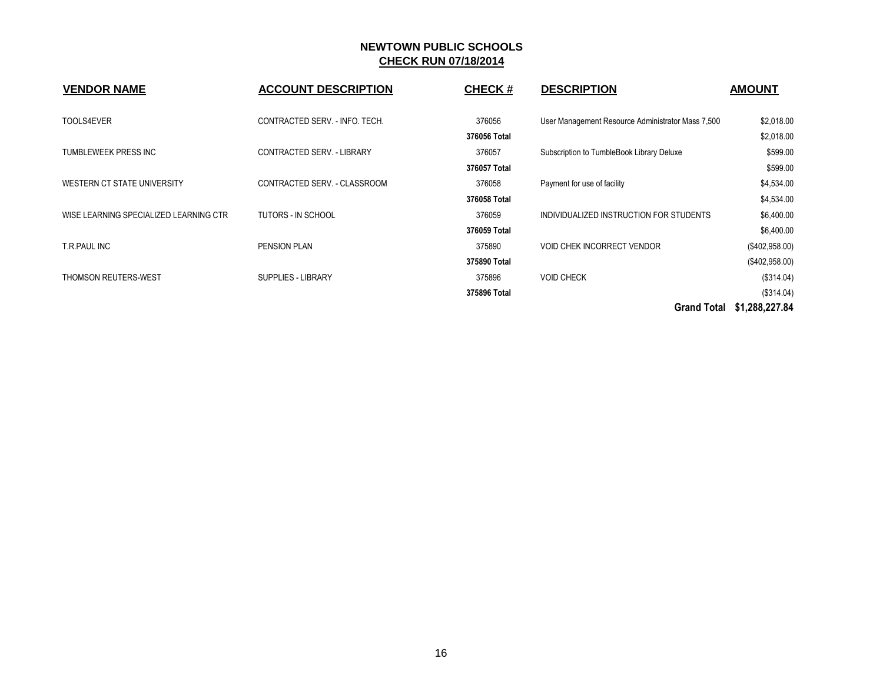## NEWTOWN PUBLIC SCHOOLS
## CHECK RUN 07/18/2014

| VENDOR NAME | ACCOUNT DESCRIPTION | CHECK # | DESCRIPTION | AMOUNT |
|---|---|---|---|---|
| TOOLS4EVER | CONTRACTED SERV. - INFO. TECH. | 376056 | User Management Resource Administrator Mass 7,500 | $2,018.00 |
| | | **376056 Total** | | $2,018.00 |
| TUMBLEWEEK PRESS INC | CONTRACTED SERV. - LIBRARY | 376057 | Subscription to TumbleBook Library Deluxe | $599.00 |
| | | **376057 Total** | | $599.00 |
| WESTERN CT STATE UNIVERSITY | CONTRACTED SERV. - CLASSROOM | 376058 | Payment for use of facility | $4,534.00 |
| | | **376058 Total** | | $4,534.00 |
| WISE LEARNING SPECIALIZED LEARNING CTR | TUTORS - IN SCHOOL | 376059 | INDIVIDUALIZED INSTRUCTION FOR STUDENTS | $6,400.00 |
| | | **376059 Total** | | $6,400.00 |
| T.R.PAUL INC | PENSION PLAN | 375890 | VOID CHEK INCORRECT VENDOR | ($402,958.00) |
| | | **375890 Total** | | ($402,958.00) |
| THOMSON REUTERS-WEST | SUPPLIES - LIBRARY | 375896 | VOID CHECK | ($314.04) |
| | | **375896 Total** | | ($314.04) |
| | | | **Grand Total** | **$1,288,227.84** |